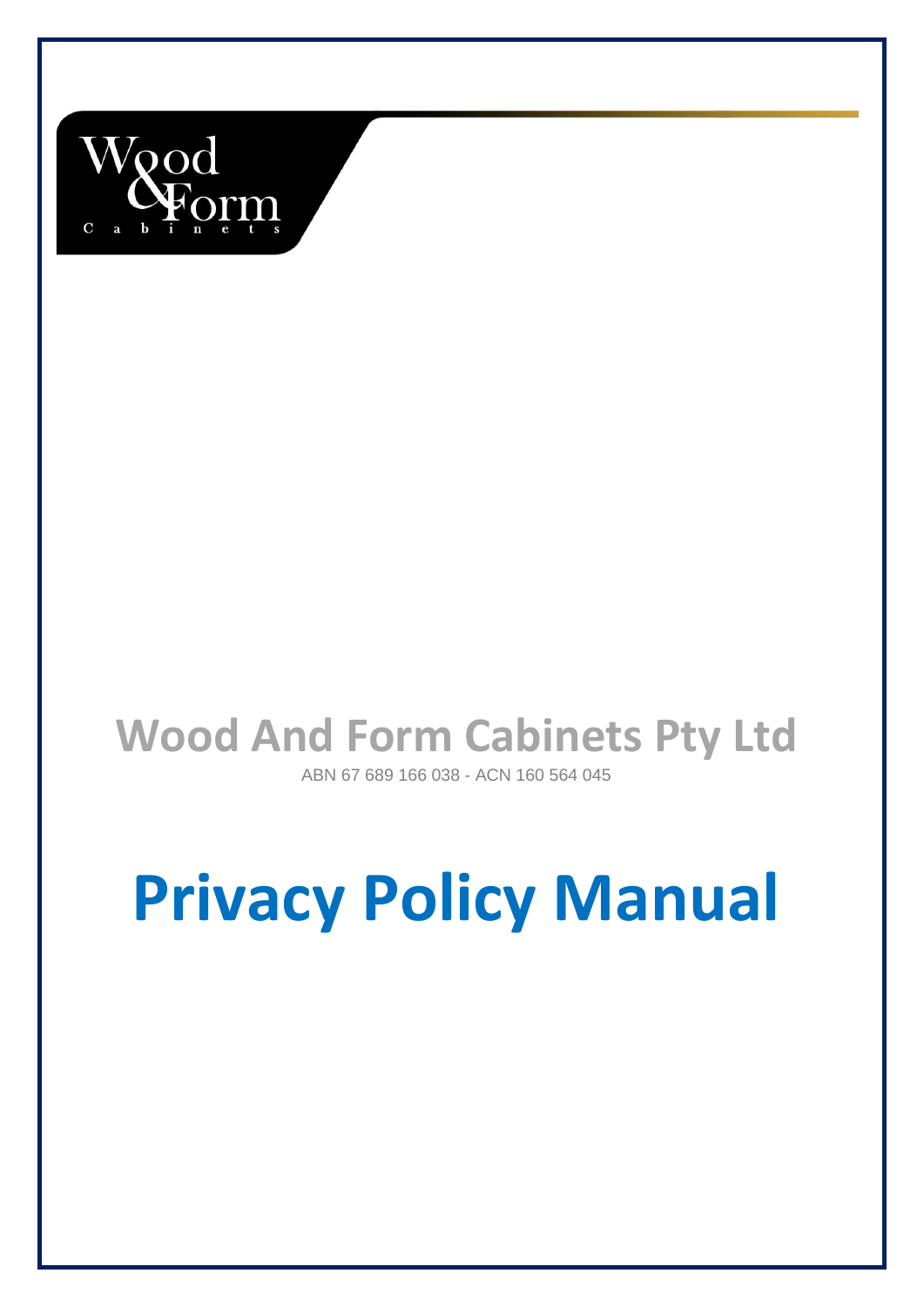# Wood And Form Cabinets Pty Ltd

ABN 67 689 166 038 - ACN 160 564 045

# Privacy Policy Manual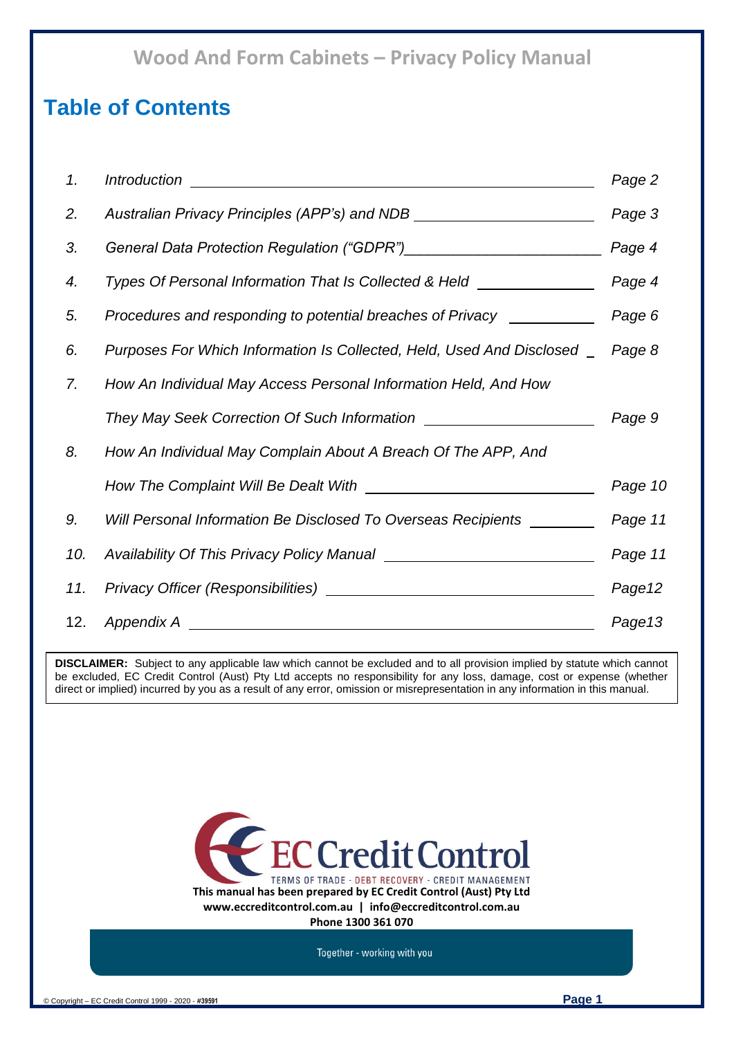# Wood And Form Cabinets – Privacy Policy Manual

## Table of Contents

| | | |
|---|---|---|
| *1.* | *Introduction* | *Page 2* |
| *2.* | *Australian Privacy Principles (APP's) and NDB* | *Page 3* |
| *3.* | *General Data Protection Regulation ("GDPR")* | *Page 4* |
| *4.* | *Types Of Personal Information That Is Collected & Held* | *Page 4* |
| *5.* | *Procedures and responding to potential breaches of Privacy* | *Page 6* |
| *6.* | *Purposes For Which Information Is Collected, Held, Used And Disclosed* | *Page 8* |
| *7.* | *How An Individual May Access Personal Information Held, And How They May Seek Correction Of Such Information* | *Page 9* |
| *8.* | *How An Individual May Complain About A Breach Of The APP, And How The Complaint Will Be Dealt With* | *Page 10* |
| *9.* | *Will Personal Information Be Disclosed To Overseas Recipients* | *Page 11* |
| *10.* | *Availability Of This Privacy Policy Manual* | *Page 11* |
| *11.* | *Privacy Officer (Responsibilities)* | *Page12* |
| 12. | *Appendix A* | *Page13* |

**DISCLAIMER:** Subject to any applicable law which cannot be excluded and to all provision implied by statute which cannot be excluded, EC Credit Control (Aust) Pty Ltd accepts no responsibility for any loss, damage, cost or expense (whether direct or implied) incurred by you as a result of any error, omission or misrepresentation in any information in this manual.

EC Credit Control
TERMS OF TRADE - DEBT RECOVERY - CREDIT MANAGEMENT

**This manual has been prepared by EC Credit Control (Aust) Pty Ltd**
**www.eccreditcontrol.com.au | info@eccreditcontrol.com.au**
**Phone 1300 361 070**

Together - working with you

© Copyright – EC Credit Control 1999 - 2020 - #39591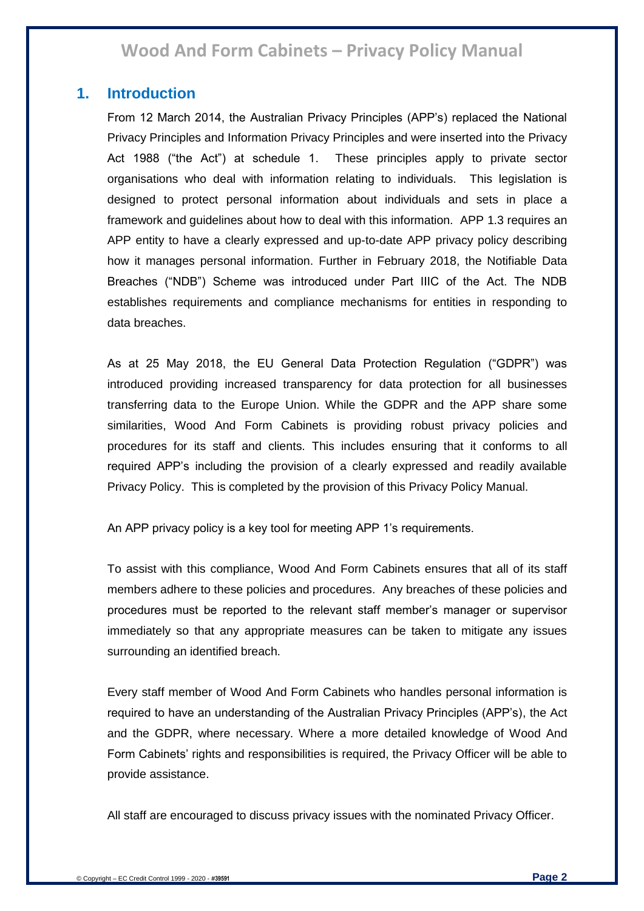## 1. Introduction

From 12 March 2014, the Australian Privacy Principles (APP's) replaced the National Privacy Principles and Information Privacy Principles and were inserted into the Privacy Act 1988 ("the Act") at schedule 1. These principles apply to private sector organisations who deal with information relating to individuals. This legislation is designed to protect personal information about individuals and sets in place a framework and guidelines about how to deal with this information. APP 1.3 requires an APP entity to have a clearly expressed and up-to-date APP privacy policy describing how it manages personal information. Further in February 2018, the Notifiable Data Breaches ("NDB") Scheme was introduced under Part IIIC of the Act. The NDB establishes requirements and compliance mechanisms for entities in responding to data breaches.

As at 25 May 2018, the EU General Data Protection Regulation ("GDPR") was introduced providing increased transparency for data protection for all businesses transferring data to the Europe Union. While the GDPR and the APP share some similarities, Wood And Form Cabinets is providing robust privacy policies and procedures for its staff and clients. This includes ensuring that it conforms to all required APP's including the provision of a clearly expressed and readily available Privacy Policy. This is completed by the provision of this Privacy Policy Manual.

An APP privacy policy is a key tool for meeting APP 1's requirements.

To assist with this compliance, Wood And Form Cabinets ensures that all of its staff members adhere to these policies and procedures. Any breaches of these policies and procedures must be reported to the relevant staff member's manager or supervisor immediately so that any appropriate measures can be taken to mitigate any issues surrounding an identified breach.

Every staff member of Wood And Form Cabinets who handles personal information is required to have an understanding of the Australian Privacy Principles (APP's), the Act and the GDPR, where necessary. Where a more detailed knowledge of Wood And Form Cabinets' rights and responsibilities is required, the Privacy Officer will be able to provide assistance.

All staff are encouraged to discuss privacy issues with the nominated Privacy Officer.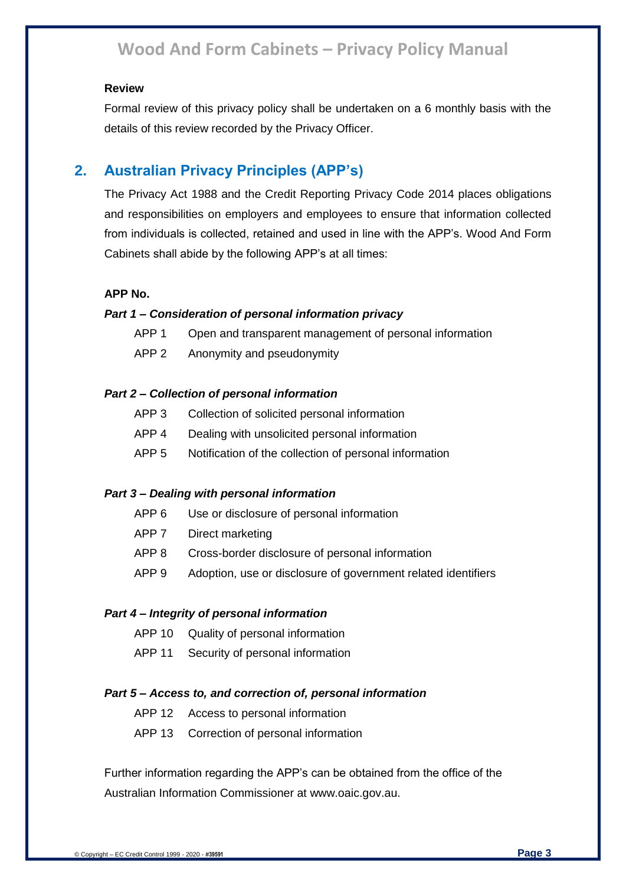**Review**

Formal review of this privacy policy shall be undertaken on a 6 monthly basis with the details of this review recorded by the Privacy Officer.

## 2. Australian Privacy Principles (APP's)

The Privacy Act 1988 and the Credit Reporting Privacy Code 2014 places obligations and responsibilities on employers and employees to ensure that information collected from individuals is collected, retained and used in line with the APP's. Wood And Form Cabinets shall abide by the following APP's at all times:

**APP No.**

***Part 1 – Consideration of personal information privacy***

- APP 1 Open and transparent management of personal information
- APP 2 Anonymity and pseudonymity

***Part 2 – Collection of personal information***

- APP 3 Collection of solicited personal information
- APP 4 Dealing with unsolicited personal information
- APP 5 Notification of the collection of personal information

***Part 3 – Dealing with personal information***

- APP 6 Use or disclosure of personal information
- APP 7 Direct marketing
- APP 8 Cross-border disclosure of personal information
- APP 9 Adoption, use or disclosure of government related identifiers

***Part 4 – Integrity of personal information***

- APP 10 Quality of personal information
- APP 11 Security of personal information

***Part 5 – Access to, and correction of, personal information***

- APP 12 Access to personal information
- APP 13 Correction of personal information

Further information regarding the APP's can be obtained from the office of the Australian Information Commissioner at www.oaic.gov.au.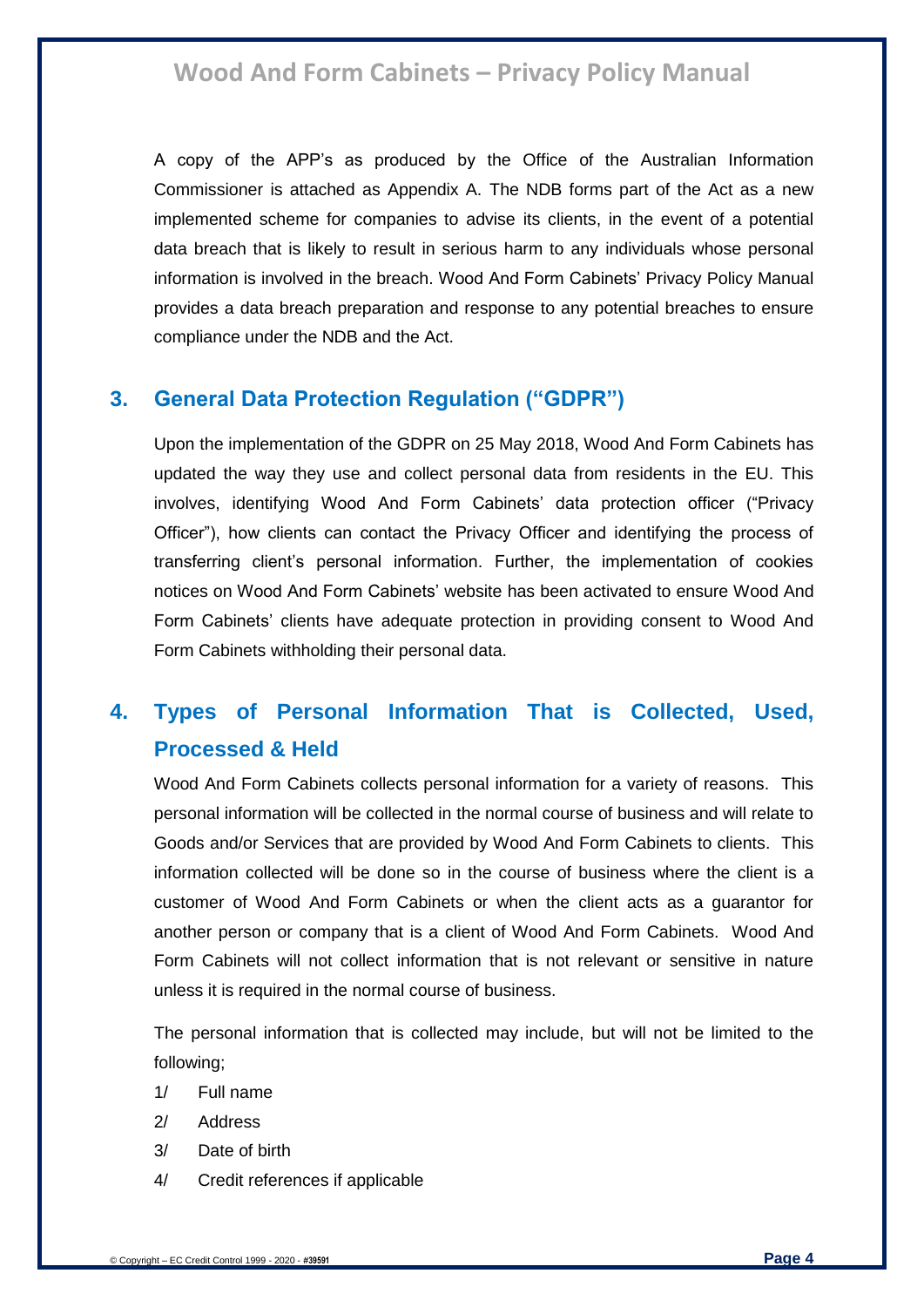A copy of the APP's as produced by the Office of the Australian Information Commissioner is attached as Appendix A. The NDB forms part of the Act as a new implemented scheme for companies to advise its clients, in the event of a potential data breach that is likely to result in serious harm to any individuals whose personal information is involved in the breach. Wood And Form Cabinets' Privacy Policy Manual provides a data breach preparation and response to any potential breaches to ensure compliance under the NDB and the Act.

## 3. General Data Protection Regulation ("GDPR")

Upon the implementation of the GDPR on 25 May 2018, Wood And Form Cabinets has updated the way they use and collect personal data from residents in the EU. This involves, identifying Wood And Form Cabinets' data protection officer ("Privacy Officer"), how clients can contact the Privacy Officer and identifying the process of transferring client's personal information. Further, the implementation of cookies notices on Wood And Form Cabinets' website has been activated to ensure Wood And Form Cabinets' clients have adequate protection in providing consent to Wood And Form Cabinets withholding their personal data.

## 4. Types of Personal Information That is Collected, Used, Processed & Held

Wood And Form Cabinets collects personal information for a variety of reasons. This personal information will be collected in the normal course of business and will relate to Goods and/or Services that are provided by Wood And Form Cabinets to clients. This information collected will be done so in the course of business where the client is a customer of Wood And Form Cabinets or when the client acts as a guarantor for another person or company that is a client of Wood And Form Cabinets. Wood And Form Cabinets will not collect information that is not relevant or sensitive in nature unless it is required in the normal course of business.

The personal information that is collected may include, but will not be limited to the following;

1/ Full name

2/ Address

3/ Date of birth

4/ Credit references if applicable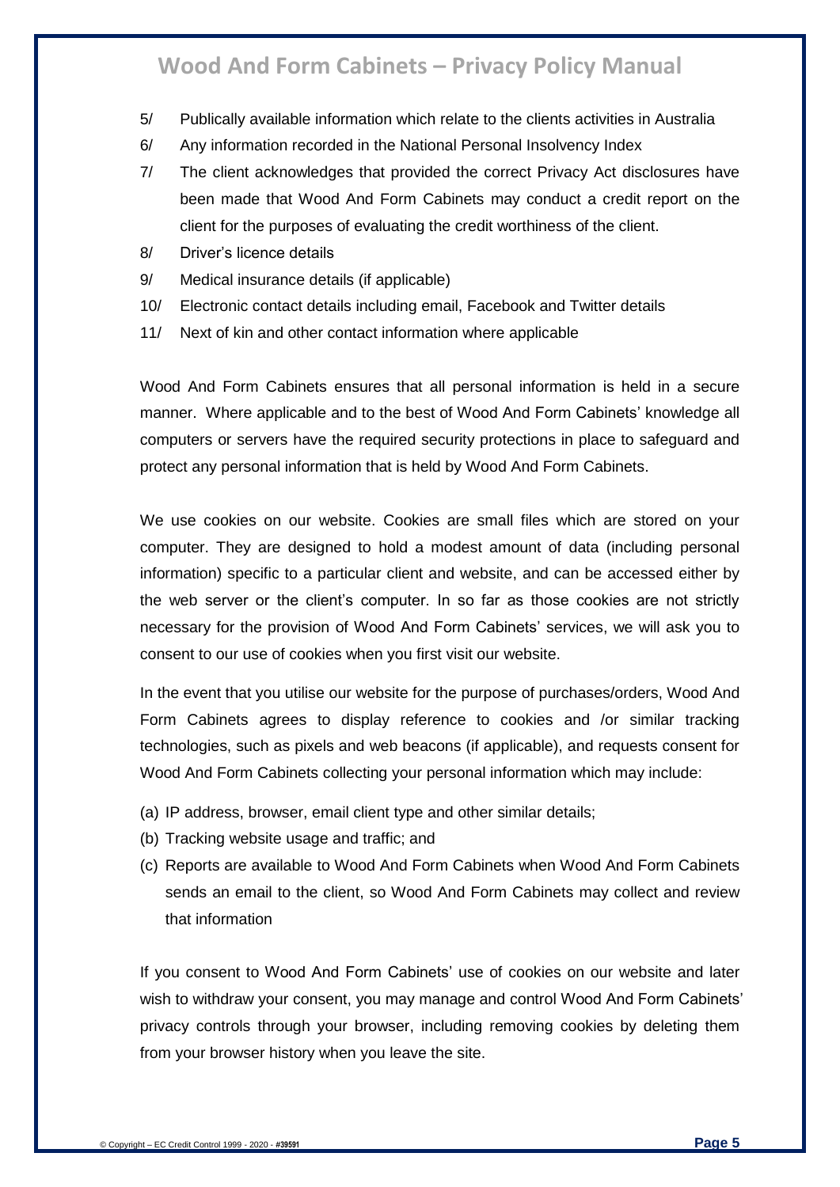5/ Publically available information which relate to the clients activities in Australia

6/ Any information recorded in the National Personal Insolvency Index

7/ The client acknowledges that provided the correct Privacy Act disclosures have been made that Wood And Form Cabinets may conduct a credit report on the client for the purposes of evaluating the credit worthiness of the client.

8/ Driver's licence details

9/ Medical insurance details (if applicable)

10/ Electronic contact details including email, Facebook and Twitter details

11/ Next of kin and other contact information where applicable

Wood And Form Cabinets ensures that all personal information is held in a secure manner. Where applicable and to the best of Wood And Form Cabinets' knowledge all computers or servers have the required security protections in place to safeguard and protect any personal information that is held by Wood And Form Cabinets.

We use cookies on our website. Cookies are small files which are stored on your computer. They are designed to hold a modest amount of data (including personal information) specific to a particular client and website, and can be accessed either by the web server or the client's computer. In so far as those cookies are not strictly necessary for the provision of Wood And Form Cabinets' services, we will ask you to consent to our use of cookies when you first visit our website.

In the event that you utilise our website for the purpose of purchases/orders, Wood And Form Cabinets agrees to display reference to cookies and /or similar tracking technologies, such as pixels and web beacons (if applicable), and requests consent for Wood And Form Cabinets collecting your personal information which may include:

(a) IP address, browser, email client type and other similar details;
(b) Tracking website usage and traffic; and
(c) Reports are available to Wood And Form Cabinets when Wood And Form Cabinets sends an email to the client, so Wood And Form Cabinets may collect and review that information

If you consent to Wood And Form Cabinets' use of cookies on our website and later wish to withdraw your consent, you may manage and control Wood And Form Cabinets' privacy controls through your browser, including removing cookies by deleting them from your browser history when you leave the site.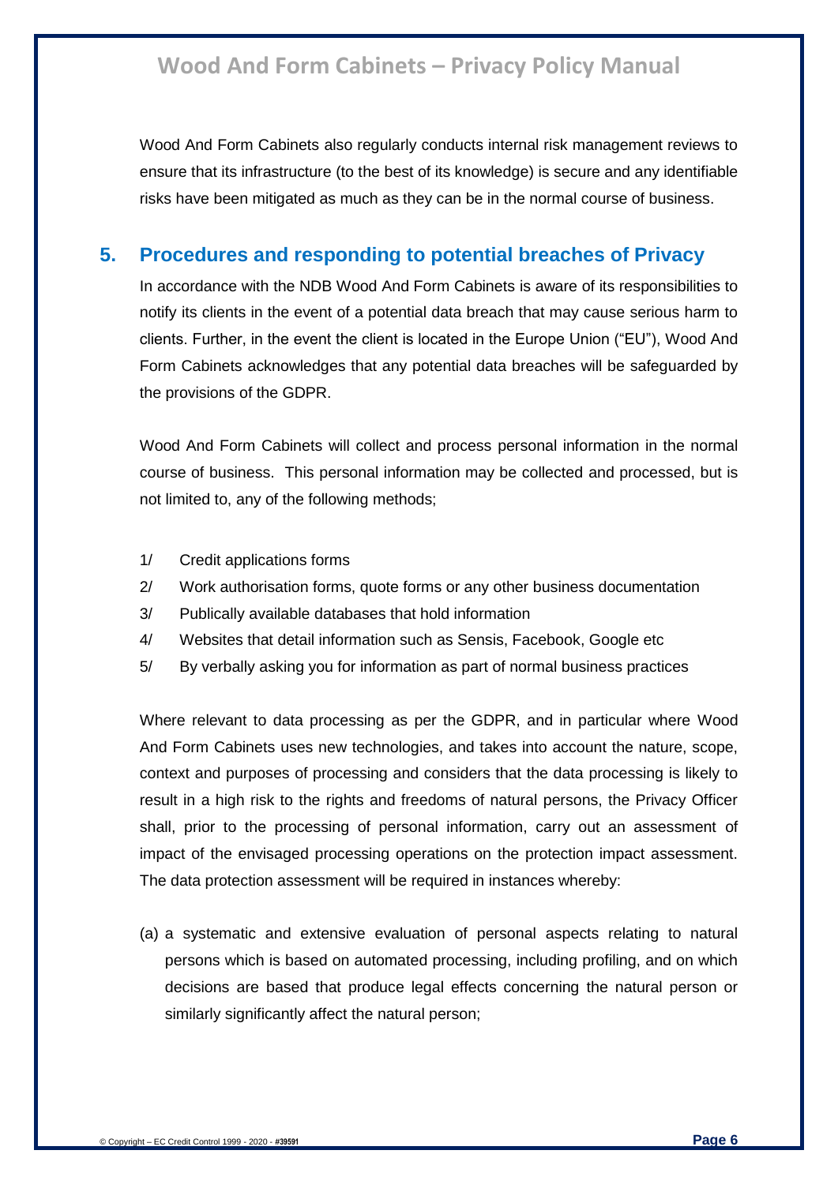Wood And Form Cabinets also regularly conducts internal risk management reviews to ensure that its infrastructure (to the best of its knowledge) is secure and any identifiable risks have been mitigated as much as they can be in the normal course of business.

## 5. Procedures and responding to potential breaches of Privacy

In accordance with the NDB Wood And Form Cabinets is aware of its responsibilities to notify its clients in the event of a potential data breach that may cause serious harm to clients. Further, in the event the client is located in the Europe Union ("EU"), Wood And Form Cabinets acknowledges that any potential data breaches will be safeguarded by the provisions of the GDPR.

Wood And Form Cabinets will collect and process personal information in the normal course of business. This personal information may be collected and processed, but is not limited to, any of the following methods;

1/ Credit applications forms

2/ Work authorisation forms, quote forms or any other business documentation

3/ Publically available databases that hold information

4/ Websites that detail information such as Sensis, Facebook, Google etc

5/ By verbally asking you for information as part of normal business practices

Where relevant to data processing as per the GDPR, and in particular where Wood And Form Cabinets uses new technologies, and takes into account the nature, scope, context and purposes of processing and considers that the data processing is likely to result in a high risk to the rights and freedoms of natural persons, the Privacy Officer shall, prior to the processing of personal information, carry out an assessment of impact of the envisaged processing operations on the protection impact assessment. The data protection assessment will be required in instances whereby:

(a) a systematic and extensive evaluation of personal aspects relating to natural persons which is based on automated processing, including profiling, and on which decisions are based that produce legal effects concerning the natural person or similarly significantly affect the natural person;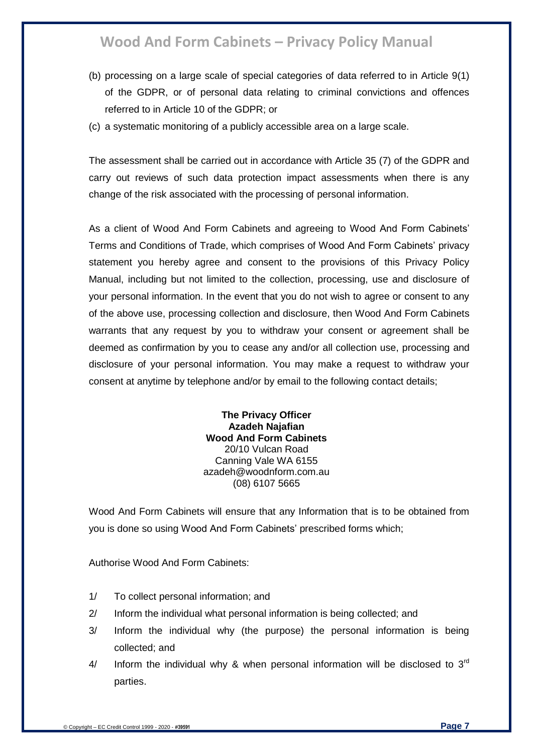(b) processing on a large scale of special categories of data referred to in Article 9(1) of the GDPR, or of personal data relating to criminal convictions and offences referred to in Article 10 of the GDPR; or

(c) a systematic monitoring of a publicly accessible area on a large scale.

The assessment shall be carried out in accordance with Article 35 (7) of the GDPR and carry out reviews of such data protection impact assessments when there is any change of the risk associated with the processing of personal information.

As a client of Wood And Form Cabinets and agreeing to Wood And Form Cabinets' Terms and Conditions of Trade, which comprises of Wood And Form Cabinets' privacy statement you hereby agree and consent to the provisions of this Privacy Policy Manual, including but not limited to the collection, processing, use and disclosure of your personal information. In the event that you do not wish to agree or consent to any of the above use, processing collection and disclosure, then Wood And Form Cabinets warrants that any request by you to withdraw your consent or agreement shall be deemed as confirmation by you to cease any and/or all collection use, processing and disclosure of your personal information. You may make a request to withdraw your consent at anytime by telephone and/or by email to the following contact details;

**The Privacy Officer**
**Azadeh Najafian**
**Wood And Form Cabinets**
20/10 Vulcan Road
Canning Vale WA 6155
azadeh@woodnform.com.au
(08) 6107 5665

Wood And Form Cabinets will ensure that any Information that is to be obtained from you is done so using Wood And Form Cabinets' prescribed forms which;

Authorise Wood And Form Cabinets:

1/ To collect personal information; and

2/ Inform the individual what personal information is being collected; and

3/ Inform the individual why (the purpose) the personal information is being collected; and

4/ Inform the individual why & when personal information will be disclosed to 3rd parties.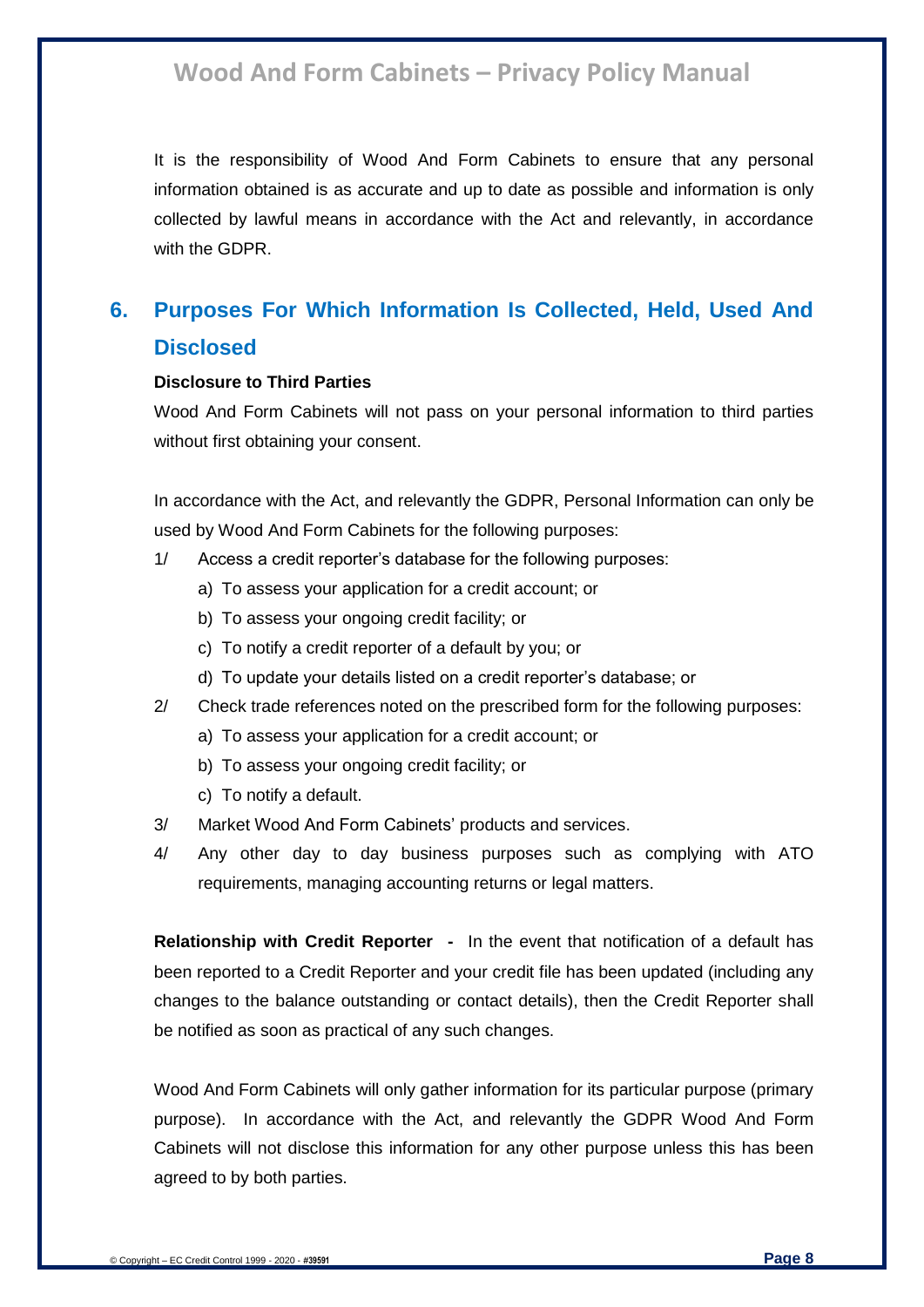It is the responsibility of Wood And Form Cabinets to ensure that any personal information obtained is as accurate and up to date as possible and information is only collected by lawful means in accordance with the Act and relevantly, in accordance with the GDPR.

## 6. Purposes For Which Information Is Collected, Held, Used And Disclosed

**Disclosure to Third Parties**

Wood And Form Cabinets will not pass on your personal information to third parties without first obtaining your consent.

In accordance with the Act, and relevantly the GDPR, Personal Information can only be used by Wood And Form Cabinets for the following purposes:

1/ Access a credit reporter's database for the following purposes:
   - a) To assess your application for a credit account; or
   - b) To assess your ongoing credit facility; or
   - c) To notify a credit reporter of a default by you; or
   - d) To update your details listed on a credit reporter's database; or

2/ Check trade references noted on the prescribed form for the following purposes:
   - a) To assess your application for a credit account; or
   - b) To assess your ongoing credit facility; or
   - c) To notify a default.

3/ Market Wood And Form Cabinets' products and services.

4/ Any other day to day business purposes such as complying with ATO requirements, managing accounting returns or legal matters.

**Relationship with Credit Reporter -** In the event that notification of a default has been reported to a Credit Reporter and your credit file has been updated (including any changes to the balance outstanding or contact details), then the Credit Reporter shall be notified as soon as practical of any such changes.

Wood And Form Cabinets will only gather information for its particular purpose (primary purpose). In accordance with the Act, and relevantly the GDPR Wood And Form Cabinets will not disclose this information for any other purpose unless this has been agreed to by both parties.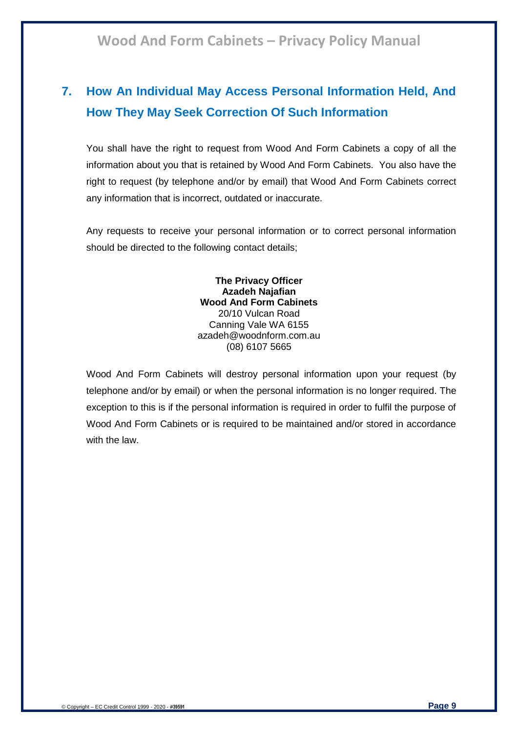## 7. How An Individual May Access Personal Information Held, And How They May Seek Correction Of Such Information

You shall have the right to request from Wood And Form Cabinets a copy of all the information about you that is retained by Wood And Form Cabinets. You also have the right to request (by telephone and/or by email) that Wood And Form Cabinets correct any information that is incorrect, outdated or inaccurate.

Any requests to receive your personal information or to correct personal information should be directed to the following contact details;

**The Privacy Officer**
**Azadeh Najafian**
**Wood And Form Cabinets**
20/10 Vulcan Road
Canning Vale WA 6155
azadeh@woodnform.com.au
(08) 6107 5665

Wood And Form Cabinets will destroy personal information upon your request (by telephone and/or by email) or when the personal information is no longer required. The exception to this is if the personal information is required in order to fulfil the purpose of Wood And Form Cabinets or is required to be maintained and/or stored in accordance with the law.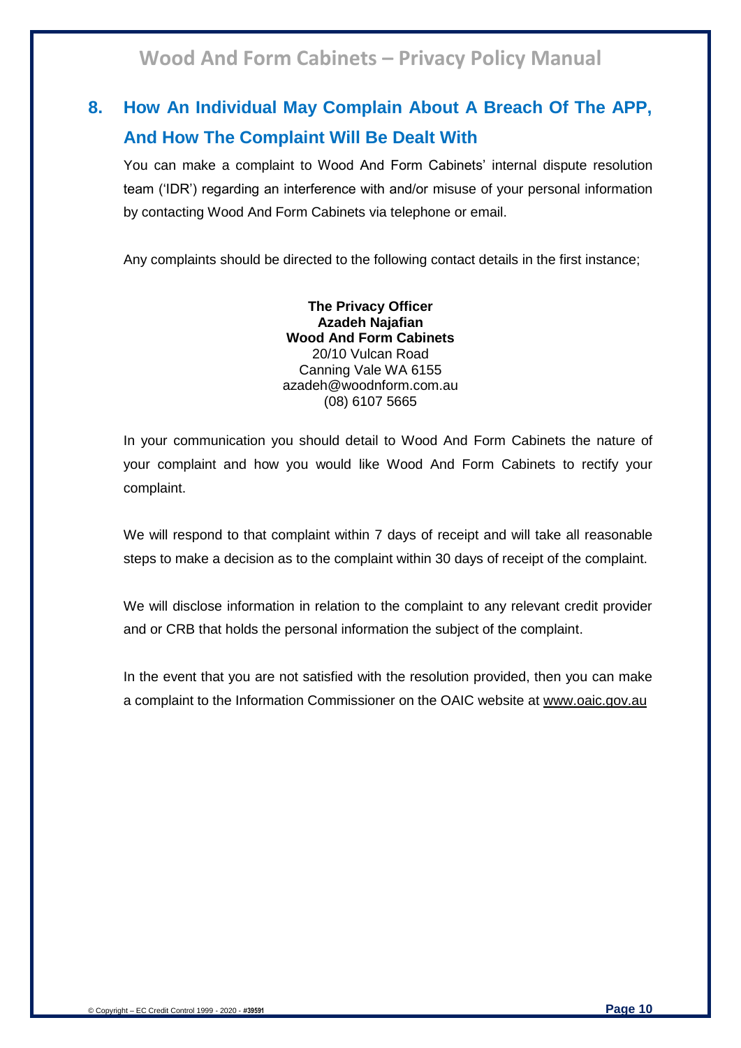## 8. How An Individual May Complain About A Breach Of The APP, And How The Complaint Will Be Dealt With

You can make a complaint to Wood And Form Cabinets' internal dispute resolution team ('IDR') regarding an interference with and/or misuse of your personal information by contacting Wood And Form Cabinets via telephone or email.

Any complaints should be directed to the following contact details in the first instance;

**The Privacy Officer**
**Azadeh Najafian**
**Wood And Form Cabinets**
20/10 Vulcan Road
Canning Vale WA 6155
azadeh@woodnform.com.au
(08) 6107 5665

In your communication you should detail to Wood And Form Cabinets the nature of your complaint and how you would like Wood And Form Cabinets to rectify your complaint.

We will respond to that complaint within 7 days of receipt and will take all reasonable steps to make a decision as to the complaint within 30 days of receipt of the complaint.

We will disclose information in relation to the complaint to any relevant credit provider and or CRB that holds the personal information the subject of the complaint.

In the event that you are not satisfied with the resolution provided, then you can make a complaint to the Information Commissioner on the OAIC website at www.oaic.gov.au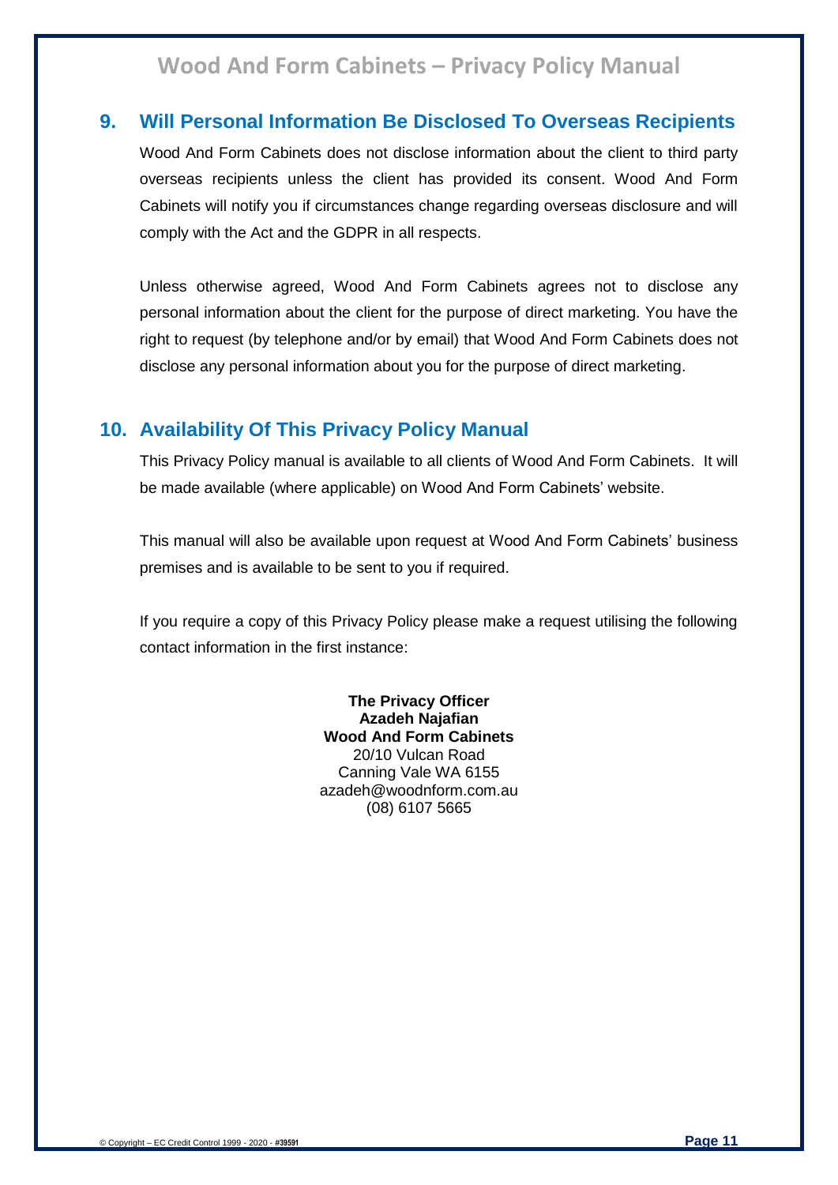## 9. Will Personal Information Be Disclosed To Overseas Recipients

Wood And Form Cabinets does not disclose information about the client to third party overseas recipients unless the client has provided its consent. Wood And Form Cabinets will notify you if circumstances change regarding overseas disclosure and will comply with the Act and the GDPR in all respects.

Unless otherwise agreed, Wood And Form Cabinets agrees not to disclose any personal information about the client for the purpose of direct marketing. You have the right to request (by telephone and/or by email) that Wood And Form Cabinets does not disclose any personal information about you for the purpose of direct marketing.

## 10. Availability Of This Privacy Policy Manual

This Privacy Policy manual is available to all clients of Wood And Form Cabinets. It will be made available (where applicable) on Wood And Form Cabinets' website.

This manual will also be available upon request at Wood And Form Cabinets' business premises and is available to be sent to you if required.

If you require a copy of this Privacy Policy please make a request utilising the following contact information in the first instance:

**The Privacy Officer**
**Azadeh Najafian**
**Wood And Form Cabinets**
20/10 Vulcan Road
Canning Vale WA 6155
azadeh@woodnform.com.au
(08) 6107 5665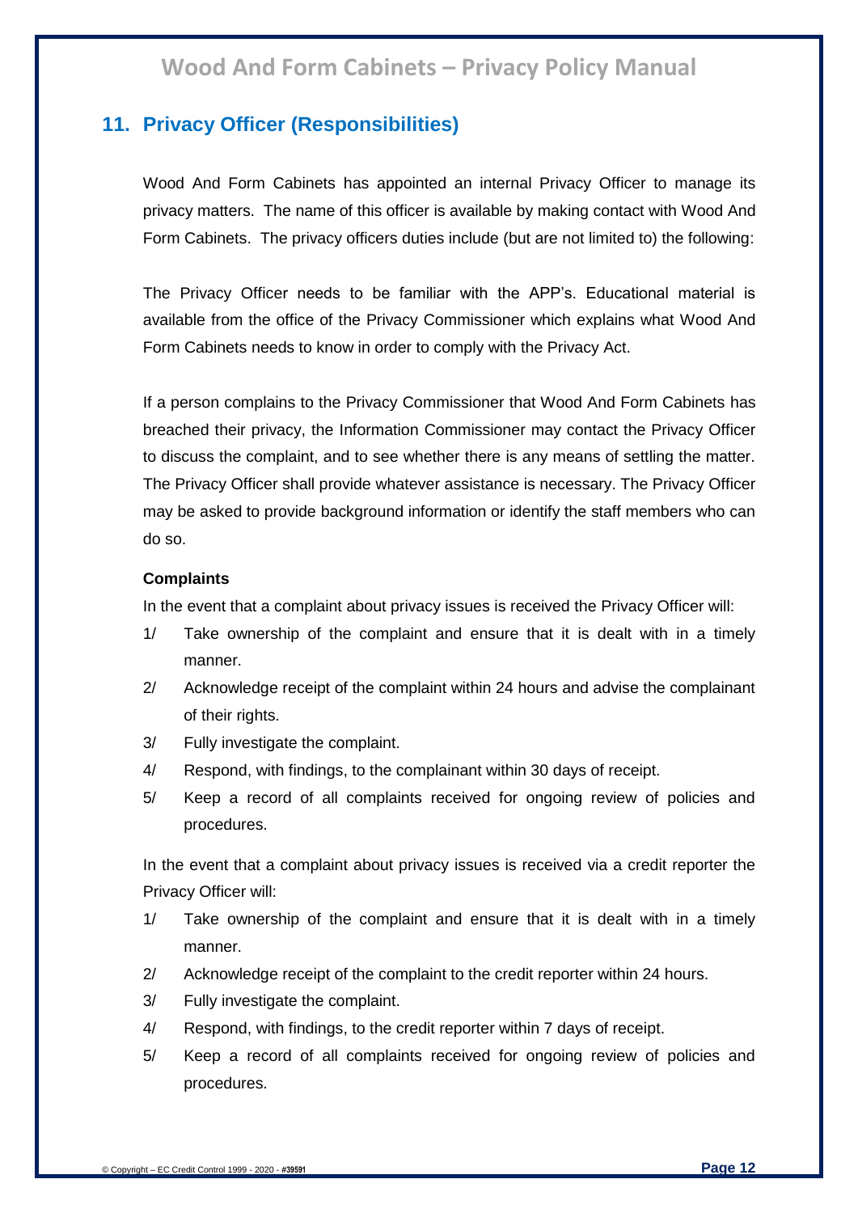## 11. Privacy Officer (Responsibilities)

Wood And Form Cabinets has appointed an internal Privacy Officer to manage its privacy matters. The name of this officer is available by making contact with Wood And Form Cabinets. The privacy officers duties include (but are not limited to) the following:

The Privacy Officer needs to be familiar with the APP's. Educational material is available from the office of the Privacy Commissioner which explains what Wood And Form Cabinets needs to know in order to comply with the Privacy Act.

If a person complains to the Privacy Commissioner that Wood And Form Cabinets has breached their privacy, the Information Commissioner may contact the Privacy Officer to discuss the complaint, and to see whether there is any means of settling the matter. The Privacy Officer shall provide whatever assistance is necessary. The Privacy Officer may be asked to provide background information or identify the staff members who can do so.

**Complaints**

In the event that a complaint about privacy issues is received the Privacy Officer will:

1/ Take ownership of the complaint and ensure that it is dealt with in a timely manner.

2/ Acknowledge receipt of the complaint within 24 hours and advise the complainant of their rights.

3/ Fully investigate the complaint.

4/ Respond, with findings, to the complainant within 30 days of receipt.

5/ Keep a record of all complaints received for ongoing review of policies and procedures.

In the event that a complaint about privacy issues is received via a credit reporter the Privacy Officer will:

1/ Take ownership of the complaint and ensure that it is dealt with in a timely manner.

2/ Acknowledge receipt of the complaint to the credit reporter within 24 hours.

3/ Fully investigate the complaint.

4/ Respond, with findings, to the credit reporter within 7 days of receipt.

5/ Keep a record of all complaints received for ongoing review of policies and procedures.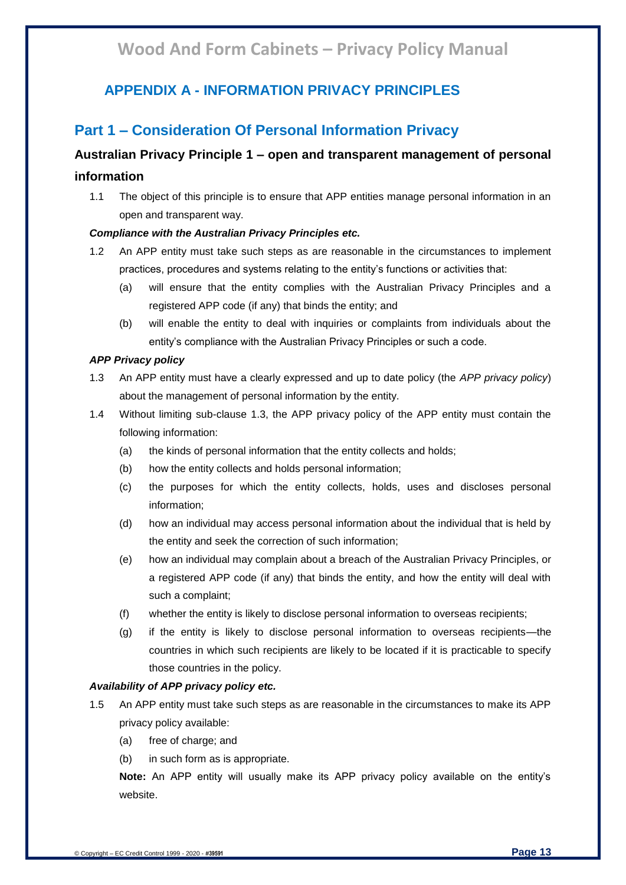# APPENDIX A - INFORMATION PRIVACY PRINCIPLES

## Part 1 – Consideration Of Personal Information Privacy

### Australian Privacy Principle 1 – open and transparent management of personal information

1.1 The object of this principle is to ensure that APP entities manage personal information in an open and transparent way.

***Compliance with the Australian Privacy Principles etc.***

1.2 An APP entity must take such steps as are reasonable in the circumstances to implement practices, procedures and systems relating to the entity's functions or activities that:

- (a) will ensure that the entity complies with the Australian Privacy Principles and a registered APP code (if any) that binds the entity; and
- (b) will enable the entity to deal with inquiries or complaints from individuals about the entity's compliance with the Australian Privacy Principles or such a code.

***APP Privacy policy***

1.3 An APP entity must have a clearly expressed and up to date policy (the *APP privacy policy*) about the management of personal information by the entity.

1.4 Without limiting sub-clause 1.3, the APP privacy policy of the APP entity must contain the following information:

- (a) the kinds of personal information that the entity collects and holds;
- (b) how the entity collects and holds personal information;
- (c) the purposes for which the entity collects, holds, uses and discloses personal information;
- (d) how an individual may access personal information about the individual that is held by the entity and seek the correction of such information;
- (e) how an individual may complain about a breach of the Australian Privacy Principles, or a registered APP code (if any) that binds the entity, and how the entity will deal with such a complaint;
- (f) whether the entity is likely to disclose personal information to overseas recipients;
- (g) if the entity is likely to disclose personal information to overseas recipients—the countries in which such recipients are likely to be located if it is practicable to specify those countries in the policy.

***Availability of APP privacy policy etc.***

1.5 An APP entity must take such steps as are reasonable in the circumstances to make its APP privacy policy available:

- (a) free of charge; and
- (b) in such form as is appropriate.

**Note:** An APP entity will usually make its APP privacy policy available on the entity's website.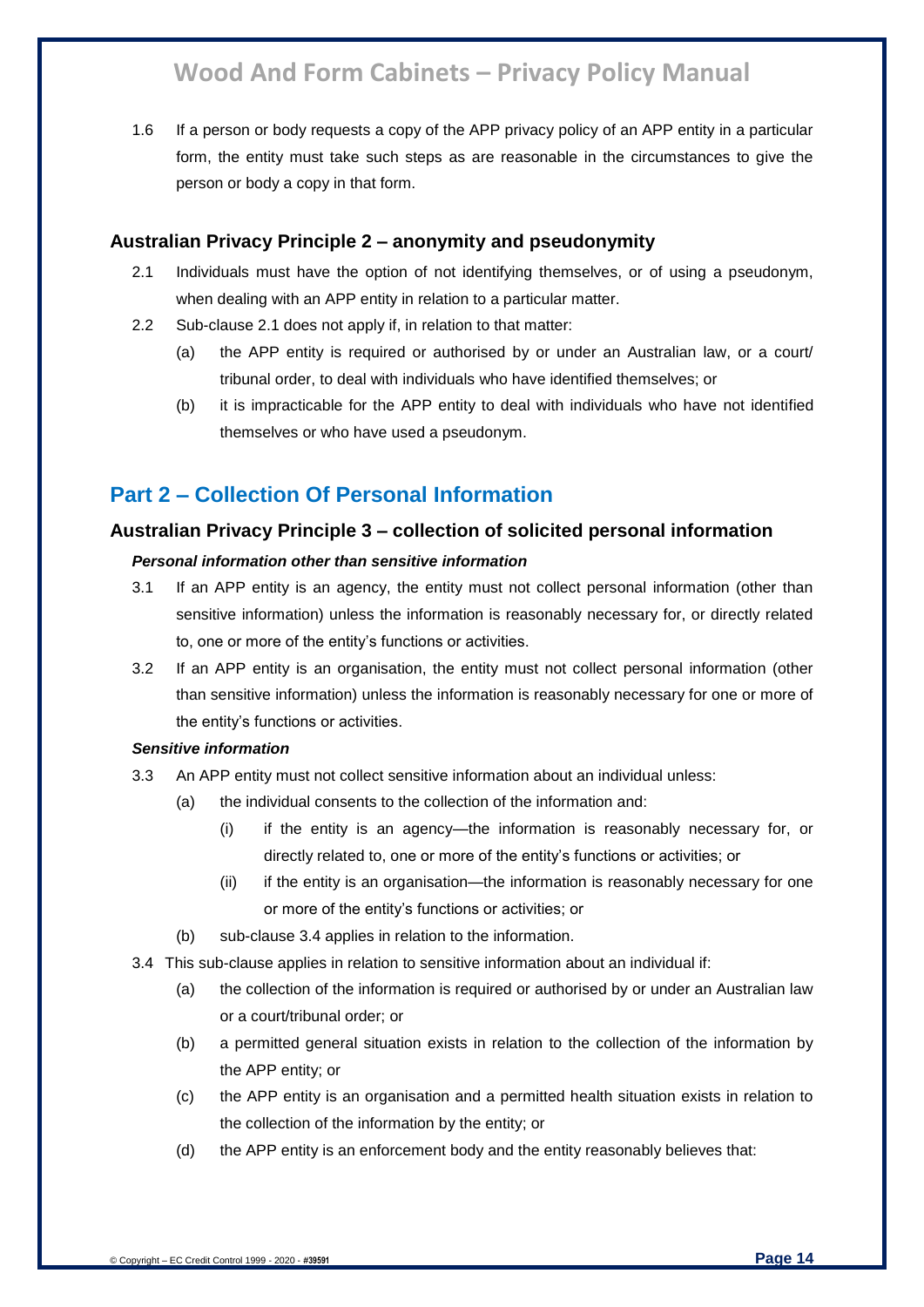1.6 If a person or body requests a copy of the APP privacy policy of an APP entity in a particular form, the entity must take such steps as are reasonable in the circumstances to give the person or body a copy in that form.

### Australian Privacy Principle 2 – anonymity and pseudonymity

2.1 Individuals must have the option of not identifying themselves, or of using a pseudonym, when dealing with an APP entity in relation to a particular matter.

2.2 Sub-clause 2.1 does not apply if, in relation to that matter:

(a) the APP entity is required or authorised by or under an Australian law, or a court/ tribunal order, to deal with individuals who have identified themselves; or

(b) it is impracticable for the APP entity to deal with individuals who have not identified themselves or who have used a pseudonym.

## Part 2 – Collection Of Personal Information

### Australian Privacy Principle 3 – collection of solicited personal information

#### *Personal information other than sensitive information*

3.1 If an APP entity is an agency, the entity must not collect personal information (other than sensitive information) unless the information is reasonably necessary for, or directly related to, one or more of the entity's functions or activities.

3.2 If an APP entity is an organisation, the entity must not collect personal information (other than sensitive information) unless the information is reasonably necessary for one or more of the entity's functions or activities.

#### *Sensitive information*

3.3 An APP entity must not collect sensitive information about an individual unless:

(a) the individual consents to the collection of the information and:

(i) if the entity is an agency—the information is reasonably necessary for, or directly related to, one or more of the entity's functions or activities; or

(ii) if the entity is an organisation—the information is reasonably necessary for one or more of the entity's functions or activities; or

(b) sub-clause 3.4 applies in relation to the information.

3.4 This sub-clause applies in relation to sensitive information about an individual if:

(a) the collection of the information is required or authorised by or under an Australian law or a court/tribunal order; or

(b) a permitted general situation exists in relation to the collection of the information by the APP entity; or

(c) the APP entity is an organisation and a permitted health situation exists in relation to the collection of the information by the entity; or

(d) the APP entity is an enforcement body and the entity reasonably believes that: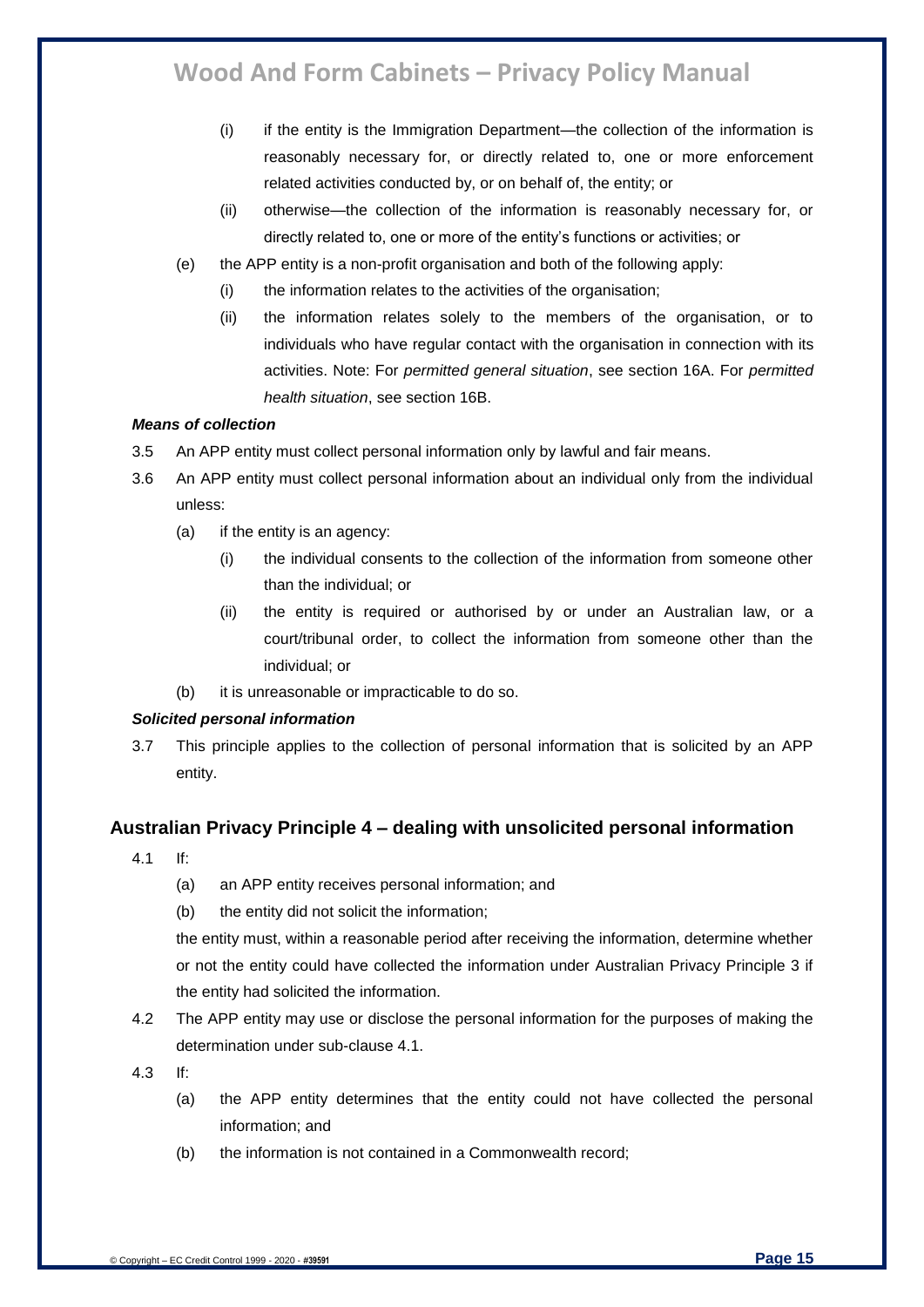(i) if the entity is the Immigration Department—the collection of the information is reasonably necessary for, or directly related to, one or more enforcement related activities conducted by, or on behalf of, the entity; or

(ii) otherwise—the collection of the information is reasonably necessary for, or directly related to, one or more of the entity's functions or activities; or

(e) the APP entity is a non-profit organisation and both of the following apply:

(i) the information relates to the activities of the organisation;

(ii) the information relates solely to the members of the organisation, or to individuals who have regular contact with the organisation in connection with its activities. Note: For *permitted general situation*, see section 16A. For *permitted health situation*, see section 16B.

***Means of collection***

3.5 An APP entity must collect personal information only by lawful and fair means.

3.6 An APP entity must collect personal information about an individual only from the individual unless:

(a) if the entity is an agency:

(i) the individual consents to the collection of the information from someone other than the individual; or

(ii) the entity is required or authorised by or under an Australian law, or a court/tribunal order, to collect the information from someone other than the individual; or

(b) it is unreasonable or impracticable to do so.

***Solicited personal information***

3.7 This principle applies to the collection of personal information that is solicited by an APP entity.

## Australian Privacy Principle 4 – dealing with unsolicited personal information

4.1 If:

(a) an APP entity receives personal information; and

(b) the entity did not solicit the information;

the entity must, within a reasonable period after receiving the information, determine whether or not the entity could have collected the information under Australian Privacy Principle 3 if the entity had solicited the information.

4.2 The APP entity may use or disclose the personal information for the purposes of making the determination under sub-clause 4.1.

4.3 If:

(a) the APP entity determines that the entity could not have collected the personal information; and

(b) the information is not contained in a Commonwealth record;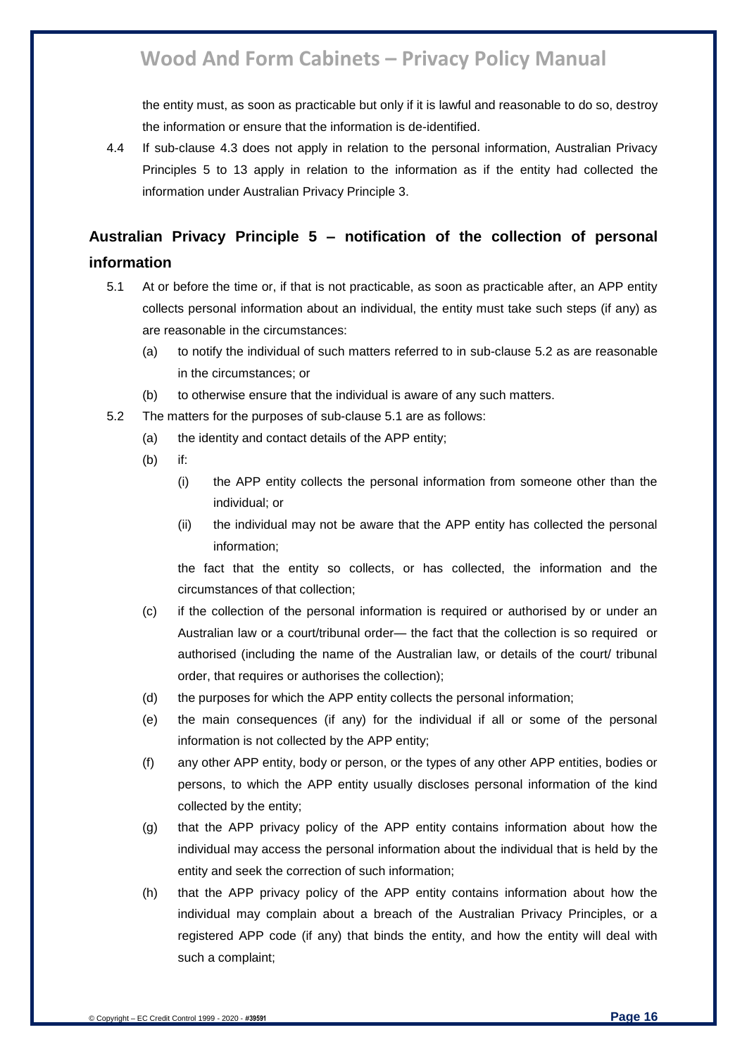the entity must, as soon as practicable but only if it is lawful and reasonable to do so, destroy the information or ensure that the information is de-identified.

4.4 If sub-clause 4.3 does not apply in relation to the personal information, Australian Privacy Principles 5 to 13 apply in relation to the information as if the entity had collected the information under Australian Privacy Principle 3.

## Australian Privacy Principle 5 – notification of the collection of personal information

5.1 At or before the time or, if that is not practicable, as soon as practicable after, an APP entity collects personal information about an individual, the entity must take such steps (if any) as are reasonable in the circumstances:

  (a) to notify the individual of such matters referred to in sub-clause 5.2 as are reasonable in the circumstances; or

  (b) to otherwise ensure that the individual is aware of any such matters.

5.2 The matters for the purposes of sub-clause 5.1 are as follows:

  (a) the identity and contact details of the APP entity;

  (b) if:

    (i) the APP entity collects the personal information from someone other than the individual; or

    (ii) the individual may not be aware that the APP entity has collected the personal information;

  the fact that the entity so collects, or has collected, the information and the circumstances of that collection;

  (c) if the collection of the personal information is required or authorised by or under an Australian law or a court/tribunal order— the fact that the collection is so required or authorised (including the name of the Australian law, or details of the court/ tribunal order, that requires or authorises the collection);

  (d) the purposes for which the APP entity collects the personal information;

  (e) the main consequences (if any) for the individual if all or some of the personal information is not collected by the APP entity;

  (f) any other APP entity, body or person, or the types of any other APP entities, bodies or persons, to which the APP entity usually discloses personal information of the kind collected by the entity;

  (g) that the APP privacy policy of the APP entity contains information about how the individual may access the personal information about the individual that is held by the entity and seek the correction of such information;

  (h) that the APP privacy policy of the APP entity contains information about how the individual may complain about a breach of the Australian Privacy Principles, or a registered APP code (if any) that binds the entity, and how the entity will deal with such a complaint;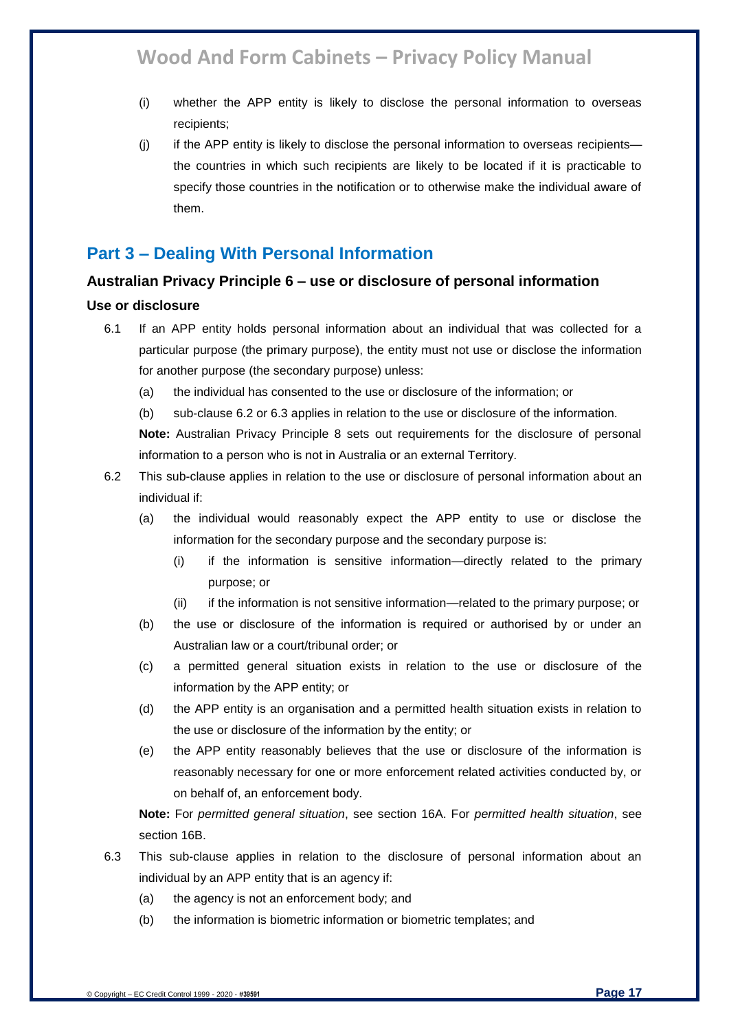(i) whether the APP entity is likely to disclose the personal information to overseas recipients;

(j) if the APP entity is likely to disclose the personal information to overseas recipients—the countries in which such recipients are likely to be located if it is practicable to specify those countries in the notification or to otherwise make the individual aware of them.

## Part 3 – Dealing With Personal Information

### Australian Privacy Principle 6 – use or disclosure of personal information

#### Use or disclosure

6.1 If an APP entity holds personal information about an individual that was collected for a particular purpose (the primary purpose), the entity must not use or disclose the information for another purpose (the secondary purpose) unless:

(a) the individual has consented to the use or disclosure of the information; or

(b) sub-clause 6.2 or 6.3 applies in relation to the use or disclosure of the information.

**Note:** Australian Privacy Principle 8 sets out requirements for the disclosure of personal information to a person who is not in Australia or an external Territory.

6.2 This sub-clause applies in relation to the use or disclosure of personal information about an individual if:

(a) the individual would reasonably expect the APP entity to use or disclose the information for the secondary purpose and the secondary purpose is:

(i) if the information is sensitive information—directly related to the primary purpose; or

(ii) if the information is not sensitive information—related to the primary purpose; or

(b) the use or disclosure of the information is required or authorised by or under an Australian law or a court/tribunal order; or

(c) a permitted general situation exists in relation to the use or disclosure of the information by the APP entity; or

(d) the APP entity is an organisation and a permitted health situation exists in relation to the use or disclosure of the information by the entity; or

(e) the APP entity reasonably believes that the use or disclosure of the information is reasonably necessary for one or more enforcement related activities conducted by, or on behalf of, an enforcement body.

**Note:** For *permitted general situation*, see section 16A. For *permitted health situation*, see section 16B.

6.3 This sub-clause applies in relation to the disclosure of personal information about an individual by an APP entity that is an agency if:

(a) the agency is not an enforcement body; and

(b) the information is biometric information or biometric templates; and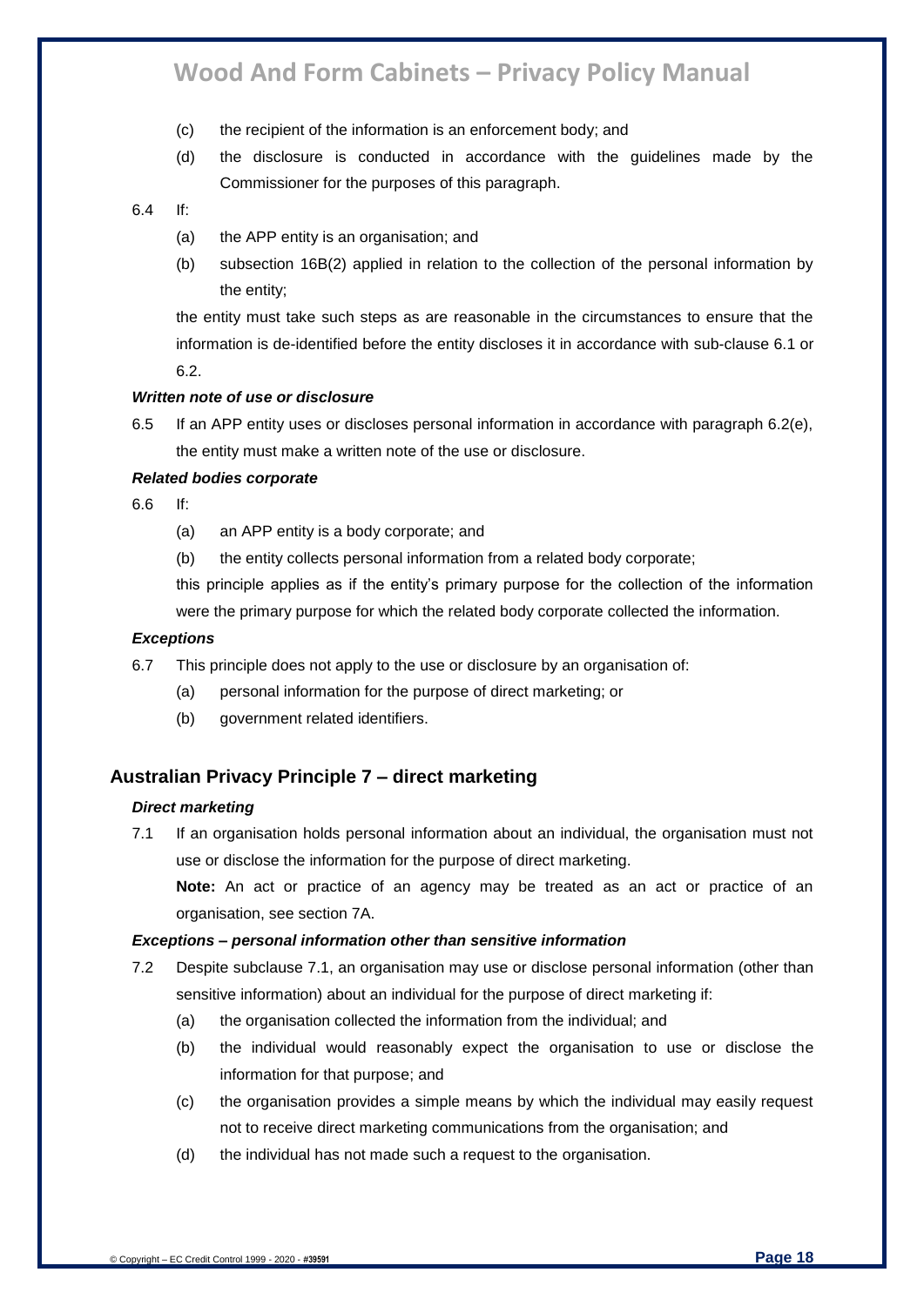(c) the recipient of the information is an enforcement body; and

(d) the disclosure is conducted in accordance with the guidelines made by the Commissioner for the purposes of this paragraph.

6.4 If:

(a) the APP entity is an organisation; and

(b) subsection 16B(2) applied in relation to the collection of the personal information by the entity;

the entity must take such steps as are reasonable in the circumstances to ensure that the information is de-identified before the entity discloses it in accordance with sub-clause 6.1 or 6.2.

***Written note of use or disclosure***

6.5 If an APP entity uses or discloses personal information in accordance with paragraph 6.2(e), the entity must make a written note of the use or disclosure.

***Related bodies corporate***

6.6 If:

(a) an APP entity is a body corporate; and

(b) the entity collects personal information from a related body corporate;

this principle applies as if the entity's primary purpose for the collection of the information were the primary purpose for which the related body corporate collected the information.

***Exceptions***

6.7 This principle does not apply to the use or disclosure by an organisation of:

(a) personal information for the purpose of direct marketing; or

(b) government related identifiers.

## Australian Privacy Principle 7 – direct marketing

***Direct marketing***

7.1 If an organisation holds personal information about an individual, the organisation must not use or disclose the information for the purpose of direct marketing.

**Note:** An act or practice of an agency may be treated as an act or practice of an organisation, see section 7A.

***Exceptions – personal information other than sensitive information***

7.2 Despite subclause 7.1, an organisation may use or disclose personal information (other than sensitive information) about an individual for the purpose of direct marketing if:

(a) the organisation collected the information from the individual; and

(b) the individual would reasonably expect the organisation to use or disclose the information for that purpose; and

(c) the organisation provides a simple means by which the individual may easily request not to receive direct marketing communications from the organisation; and

(d) the individual has not made such a request to the organisation.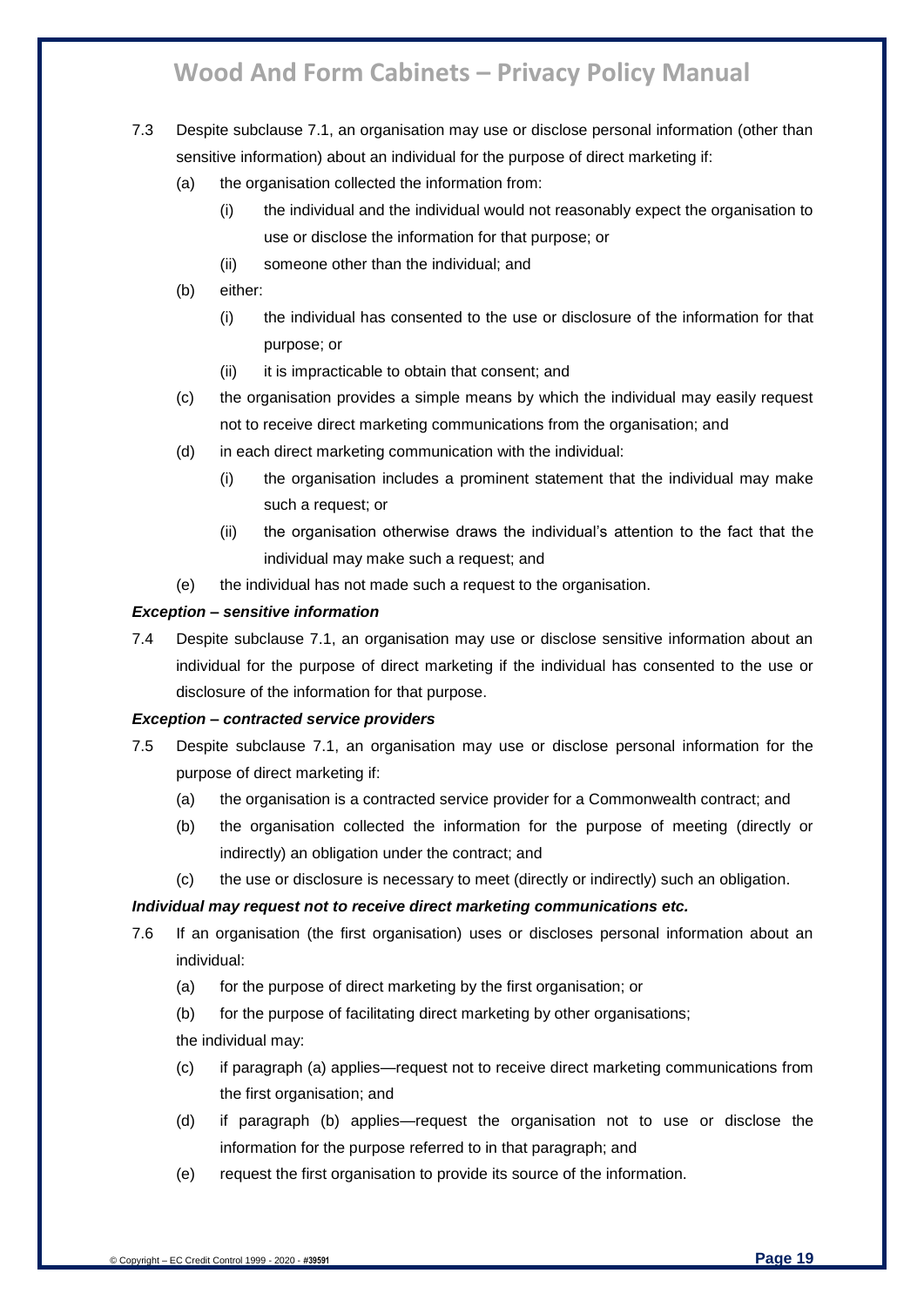7.3 Despite subclause 7.1, an organisation may use or disclose personal information (other than sensitive information) about an individual for the purpose of direct marketing if:

- (a) the organisation collected the information from:
  - (i) the individual and the individual would not reasonably expect the organisation to use or disclose the information for that purpose; or
  - (ii) someone other than the individual; and
- (b) either:
  - (i) the individual has consented to the use or disclosure of the information for that purpose; or
  - (ii) it is impracticable to obtain that consent; and
- (c) the organisation provides a simple means by which the individual may easily request not to receive direct marketing communications from the organisation; and
- (d) in each direct marketing communication with the individual:
  - (i) the organisation includes a prominent statement that the individual may make such a request; or
  - (ii) the organisation otherwise draws the individual's attention to the fact that the individual may make such a request; and
- (e) the individual has not made such a request to the organisation.

***Exception – sensitive information***

7.4 Despite subclause 7.1, an organisation may use or disclose sensitive information about an individual for the purpose of direct marketing if the individual has consented to the use or disclosure of the information for that purpose.

***Exception – contracted service providers***

7.5 Despite subclause 7.1, an organisation may use or disclose personal information for the purpose of direct marketing if:

- (a) the organisation is a contracted service provider for a Commonwealth contract; and
- (b) the organisation collected the information for the purpose of meeting (directly or indirectly) an obligation under the contract; and
- (c) the use or disclosure is necessary to meet (directly or indirectly) such an obligation.

***Individual may request not to receive direct marketing communications etc.***

7.6 If an organisation (the first organisation) uses or discloses personal information about an individual:

- (a) for the purpose of direct marketing by the first organisation; or
- (b) for the purpose of facilitating direct marketing by other organisations;

the individual may:

- (c) if paragraph (a) applies—request not to receive direct marketing communications from the first organisation; and
- (d) if paragraph (b) applies—request the organisation not to use or disclose the information for the purpose referred to in that paragraph; and
- (e) request the first organisation to provide its source of the information.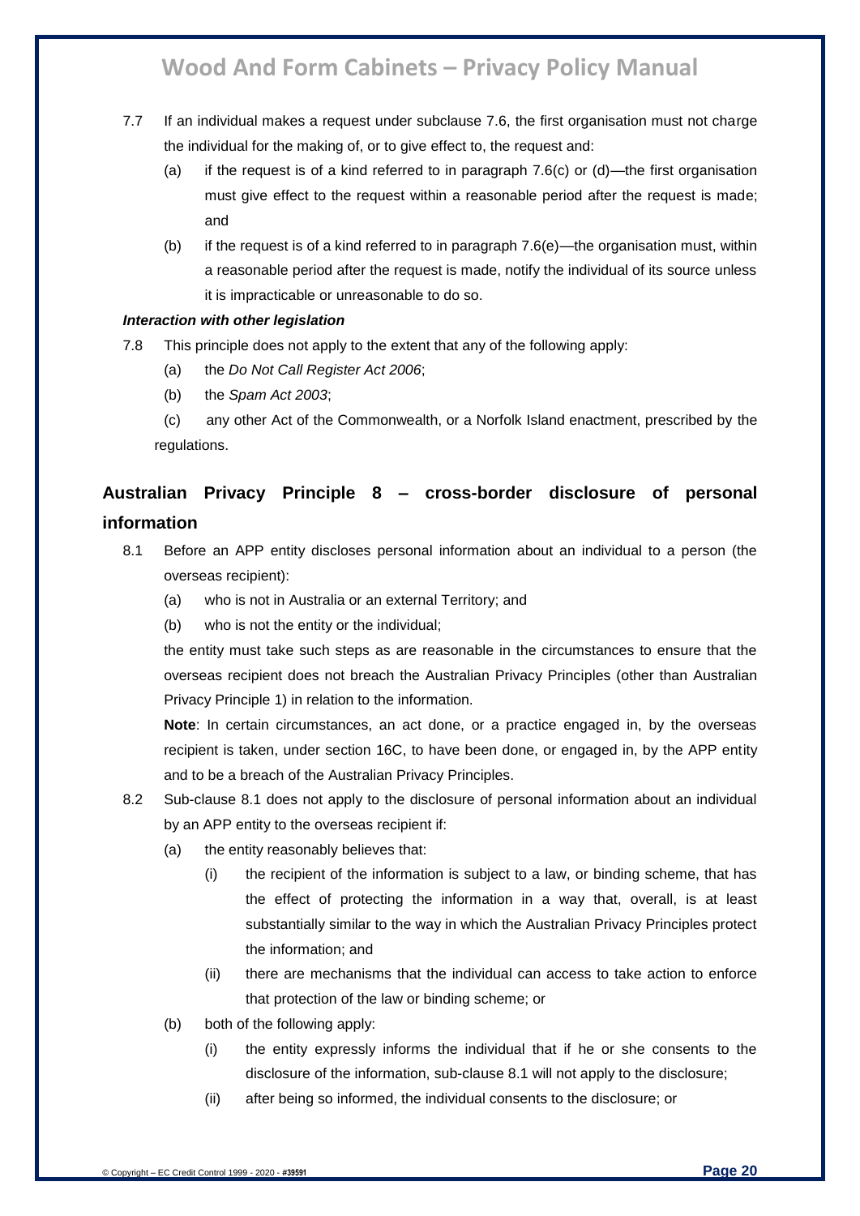7.7 If an individual makes a request under subclause 7.6, the first organisation must not charge the individual for the making of, or to give effect to, the request and:

- (a) if the request is of a kind referred to in paragraph 7.6(c) or (d)—the first organisation must give effect to the request within a reasonable period after the request is made; and
- (b) if the request is of a kind referred to in paragraph 7.6(e)—the organisation must, within a reasonable period after the request is made, notify the individual of its source unless it is impracticable or unreasonable to do so.

***Interaction with other legislation***

7.8 This principle does not apply to the extent that any of the following apply:

- (a) the *Do Not Call Register Act 2006*;
- (b) the *Spam Act 2003*;
- (c) any other Act of the Commonwealth, or a Norfolk Island enactment, prescribed by the regulations.

## Australian Privacy Principle 8 – cross-border disclosure of personal information

8.1 Before an APP entity discloses personal information about an individual to a person (the overseas recipient):

- (a) who is not in Australia or an external Territory; and
- (b) who is not the entity or the individual;

the entity must take such steps as are reasonable in the circumstances to ensure that the overseas recipient does not breach the Australian Privacy Principles (other than Australian Privacy Principle 1) in relation to the information.

**Note**: In certain circumstances, an act done, or a practice engaged in, by the overseas recipient is taken, under section 16C, to have been done, or engaged in, by the APP entity and to be a breach of the Australian Privacy Principles.

8.2 Sub-clause 8.1 does not apply to the disclosure of personal information about an individual by an APP entity to the overseas recipient if:

- (a) the entity reasonably believes that:
  - (i) the recipient of the information is subject to a law, or binding scheme, that has the effect of protecting the information in a way that, overall, is at least substantially similar to the way in which the Australian Privacy Principles protect the information; and
  - (ii) there are mechanisms that the individual can access to take action to enforce that protection of the law or binding scheme; or
- (b) both of the following apply:
  - (i) the entity expressly informs the individual that if he or she consents to the disclosure of the information, sub-clause 8.1 will not apply to the disclosure;
  - (ii) after being so informed, the individual consents to the disclosure; or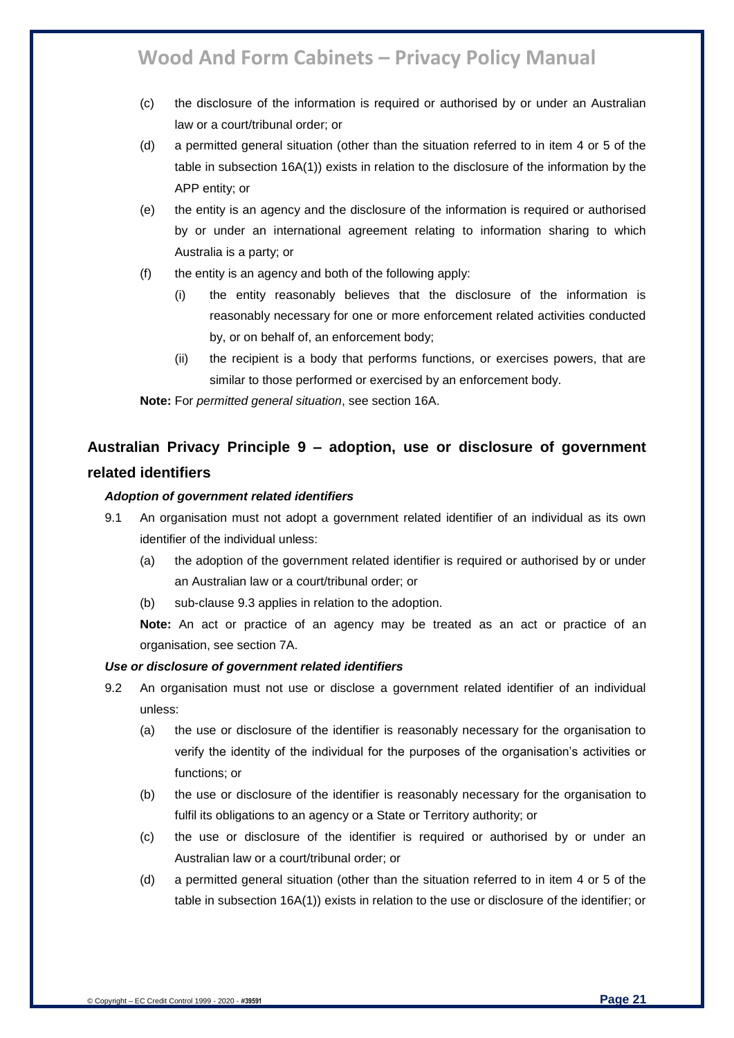(c) the disclosure of the information is required or authorised by or under an Australian law or a court/tribunal order; or

(d) a permitted general situation (other than the situation referred to in item 4 or 5 of the table in subsection 16A(1)) exists in relation to the disclosure of the information by the APP entity; or

(e) the entity is an agency and the disclosure of the information is required or authorised by or under an international agreement relating to information sharing to which Australia is a party; or

(f) the entity is an agency and both of the following apply:

   (i) the entity reasonably believes that the disclosure of the information is reasonably necessary for one or more enforcement related activities conducted by, or on behalf of, an enforcement body;

   (ii) the recipient is a body that performs functions, or exercises powers, that are similar to those performed or exercised by an enforcement body.

**Note:** For *permitted general situation*, see section 16A.

## Australian Privacy Principle 9 – adoption, use or disclosure of government related identifiers

***Adoption of government related identifiers***

9.1 An organisation must not adopt a government related identifier of an individual as its own identifier of the individual unless:

   (a) the adoption of the government related identifier is required or authorised by or under an Australian law or a court/tribunal order; or

   (b) sub-clause 9.3 applies in relation to the adoption.

   **Note:** An act or practice of an agency may be treated as an act or practice of an organisation, see section 7A.

***Use or disclosure of government related identifiers***

9.2 An organisation must not use or disclose a government related identifier of an individual unless:

   (a) the use or disclosure of the identifier is reasonably necessary for the organisation to verify the identity of the individual for the purposes of the organisation's activities or functions; or

   (b) the use or disclosure of the identifier is reasonably necessary for the organisation to fulfil its obligations to an agency or a State or Territory authority; or

   (c) the use or disclosure of the identifier is required or authorised by or under an Australian law or a court/tribunal order; or

   (d) a permitted general situation (other than the situation referred to in item 4 or 5 of the table in subsection 16A(1)) exists in relation to the use or disclosure of the identifier; or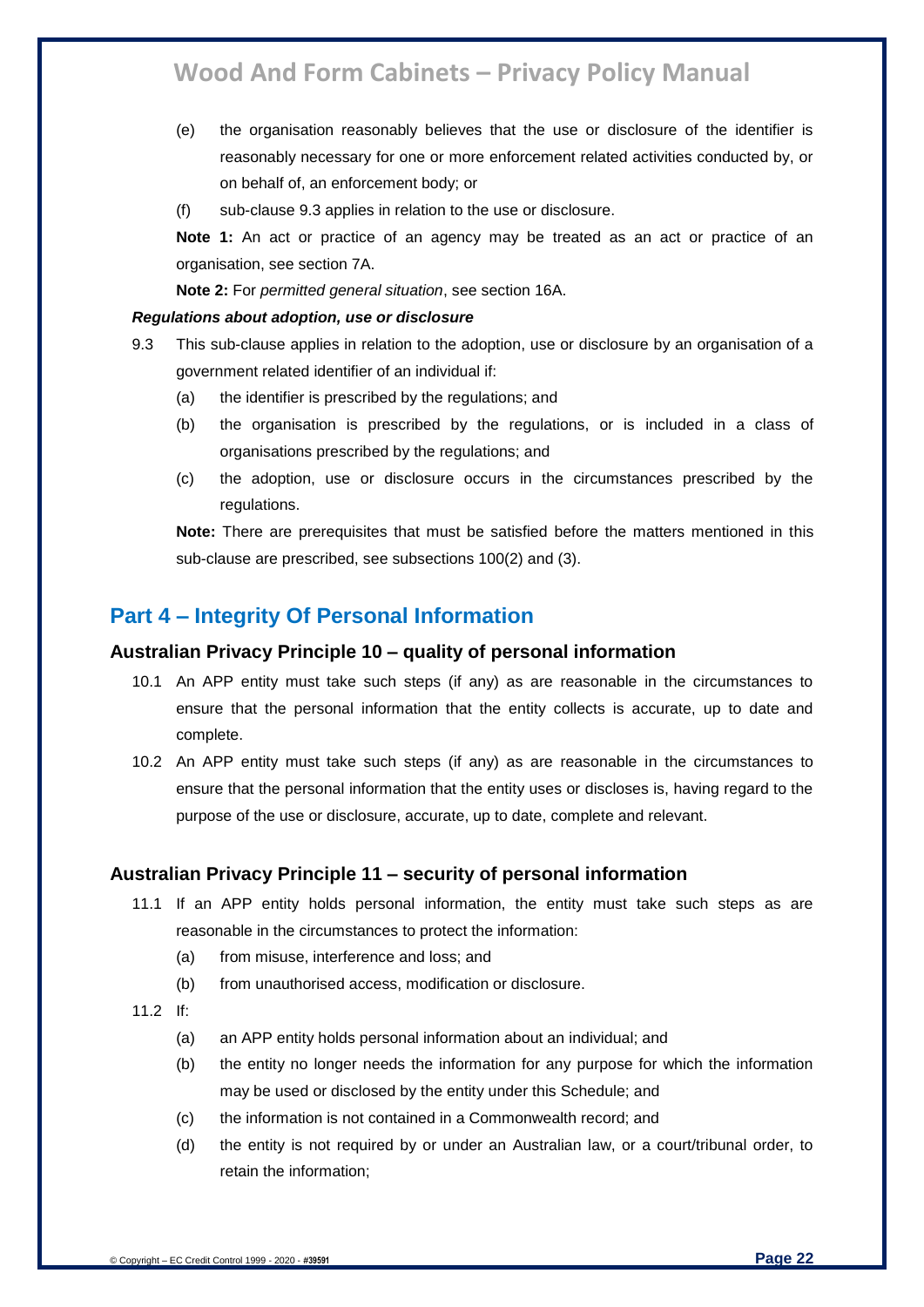(e) the organisation reasonably believes that the use or disclosure of the identifier is reasonably necessary for one or more enforcement related activities conducted by, or on behalf of, an enforcement body; or

(f) sub-clause 9.3 applies in relation to the use or disclosure.

**Note 1:** An act or practice of an agency may be treated as an act or practice of an organisation, see section 7A.

**Note 2:** For *permitted general situation*, see section 16A.

***Regulations about adoption, use or disclosure***

9.3 This sub-clause applies in relation to the adoption, use or disclosure by an organisation of a government related identifier of an individual if:

(a) the identifier is prescribed by the regulations; and

(b) the organisation is prescribed by the regulations, or is included in a class of organisations prescribed by the regulations; and

(c) the adoption, use or disclosure occurs in the circumstances prescribed by the regulations.

**Note:** There are prerequisites that must be satisfied before the matters mentioned in this sub-clause are prescribed, see subsections 100(2) and (3).

## Part 4 – Integrity Of Personal Information

### Australian Privacy Principle 10 – quality of personal information

10.1 An APP entity must take such steps (if any) as are reasonable in the circumstances to ensure that the personal information that the entity collects is accurate, up to date and complete.

10.2 An APP entity must take such steps (if any) as are reasonable in the circumstances to ensure that the personal information that the entity uses or discloses is, having regard to the purpose of the use or disclosure, accurate, up to date, complete and relevant.

### Australian Privacy Principle 11 – security of personal information

11.1 If an APP entity holds personal information, the entity must take such steps as are reasonable in the circumstances to protect the information:

(a) from misuse, interference and loss; and

(b) from unauthorised access, modification or disclosure.

11.2 If:

(a) an APP entity holds personal information about an individual; and

(b) the entity no longer needs the information for any purpose for which the information may be used or disclosed by the entity under this Schedule; and

(c) the information is not contained in a Commonwealth record; and

(d) the entity is not required by or under an Australian law, or a court/tribunal order, to retain the information;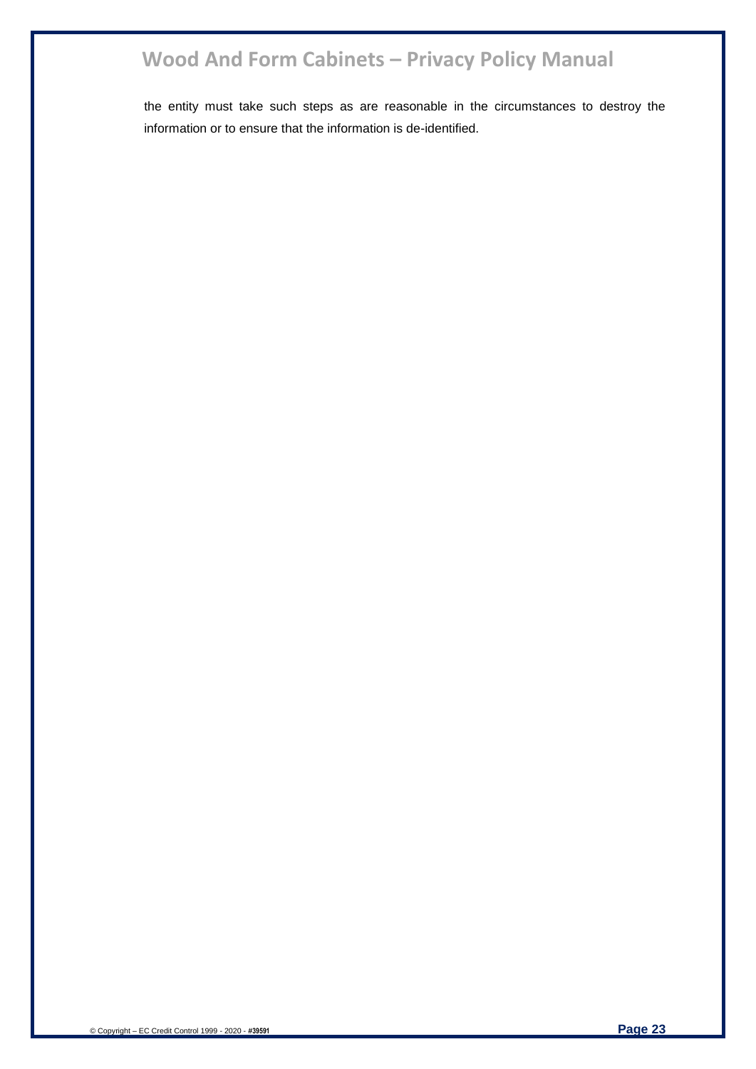the entity must take such steps as are reasonable in the circumstances to destroy the information or to ensure that the information is de-identified.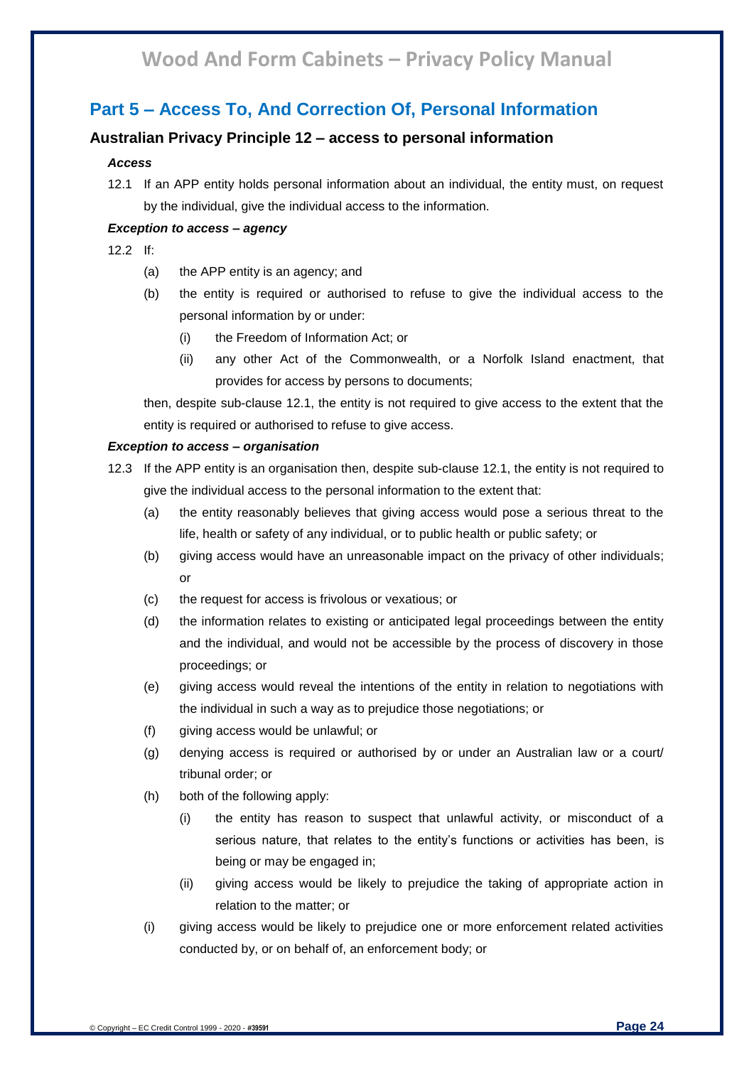## Part 5 – Access To, And Correction Of, Personal Information

### Australian Privacy Principle 12 – access to personal information

***Access***

12.1 If an APP entity holds personal information about an individual, the entity must, on request by the individual, give the individual access to the information.

***Exception to access – agency***

12.2 If:

- (a) the APP entity is an agency; and
- (b) the entity is required or authorised to refuse to give the individual access to the personal information by or under:
  - (i) the Freedom of Information Act; or
  - (ii) any other Act of the Commonwealth, or a Norfolk Island enactment, that provides for access by persons to documents;

then, despite sub-clause 12.1, the entity is not required to give access to the extent that the entity is required or authorised to refuse to give access.

***Exception to access – organisation***

12.3 If the APP entity is an organisation then, despite sub-clause 12.1, the entity is not required to give the individual access to the personal information to the extent that:

- (a) the entity reasonably believes that giving access would pose a serious threat to the life, health or safety of any individual, or to public health or public safety; or
- (b) giving access would have an unreasonable impact on the privacy of other individuals; or
- (c) the request for access is frivolous or vexatious; or
- (d) the information relates to existing or anticipated legal proceedings between the entity and the individual, and would not be accessible by the process of discovery in those proceedings; or
- (e) giving access would reveal the intentions of the entity in relation to negotiations with the individual in such a way as to prejudice those negotiations; or
- (f) giving access would be unlawful; or
- (g) denying access is required or authorised by or under an Australian law or a court/ tribunal order; or
- (h) both of the following apply:
  - (i) the entity has reason to suspect that unlawful activity, or misconduct of a serious nature, that relates to the entity's functions or activities has been, is being or may be engaged in;
  - (ii) giving access would be likely to prejudice the taking of appropriate action in relation to the matter; or
- (i) giving access would be likely to prejudice one or more enforcement related activities conducted by, or on behalf of, an enforcement body; or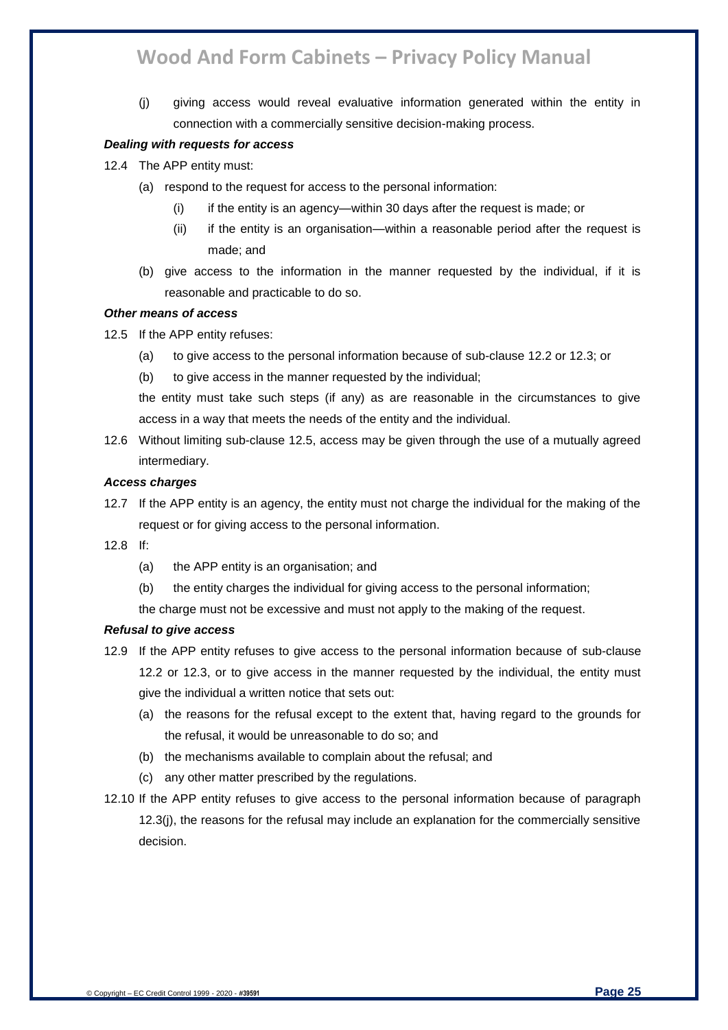(j) giving access would reveal evaluative information generated within the entity in connection with a commercially sensitive decision-making process.

***Dealing with requests for access***

12.4 The APP entity must:

(a) respond to the request for access to the personal information:

(i) if the entity is an agency—within 30 days after the request is made; or

(ii) if the entity is an organisation—within a reasonable period after the request is made; and

(b) give access to the information in the manner requested by the individual, if it is reasonable and practicable to do so.

***Other means of access***

12.5 If the APP entity refuses:

(a) to give access to the personal information because of sub-clause 12.2 or 12.3; or

(b) to give access in the manner requested by the individual;

the entity must take such steps (if any) as are reasonable in the circumstances to give access in a way that meets the needs of the entity and the individual.

12.6 Without limiting sub-clause 12.5, access may be given through the use of a mutually agreed intermediary.

***Access charges***

12.7 If the APP entity is an agency, the entity must not charge the individual for the making of the request or for giving access to the personal information.

12.8 If:

(a) the APP entity is an organisation; and

(b) the entity charges the individual for giving access to the personal information;

the charge must not be excessive and must not apply to the making of the request.

***Refusal to give access***

12.9 If the APP entity refuses to give access to the personal information because of sub-clause 12.2 or 12.3, or to give access in the manner requested by the individual, the entity must give the individual a written notice that sets out:

(a) the reasons for the refusal except to the extent that, having regard to the grounds for the refusal, it would be unreasonable to do so; and

(b) the mechanisms available to complain about the refusal; and

(c) any other matter prescribed by the regulations.

12.10 If the APP entity refuses to give access to the personal information because of paragraph 12.3(j), the reasons for the refusal may include an explanation for the commercially sensitive decision.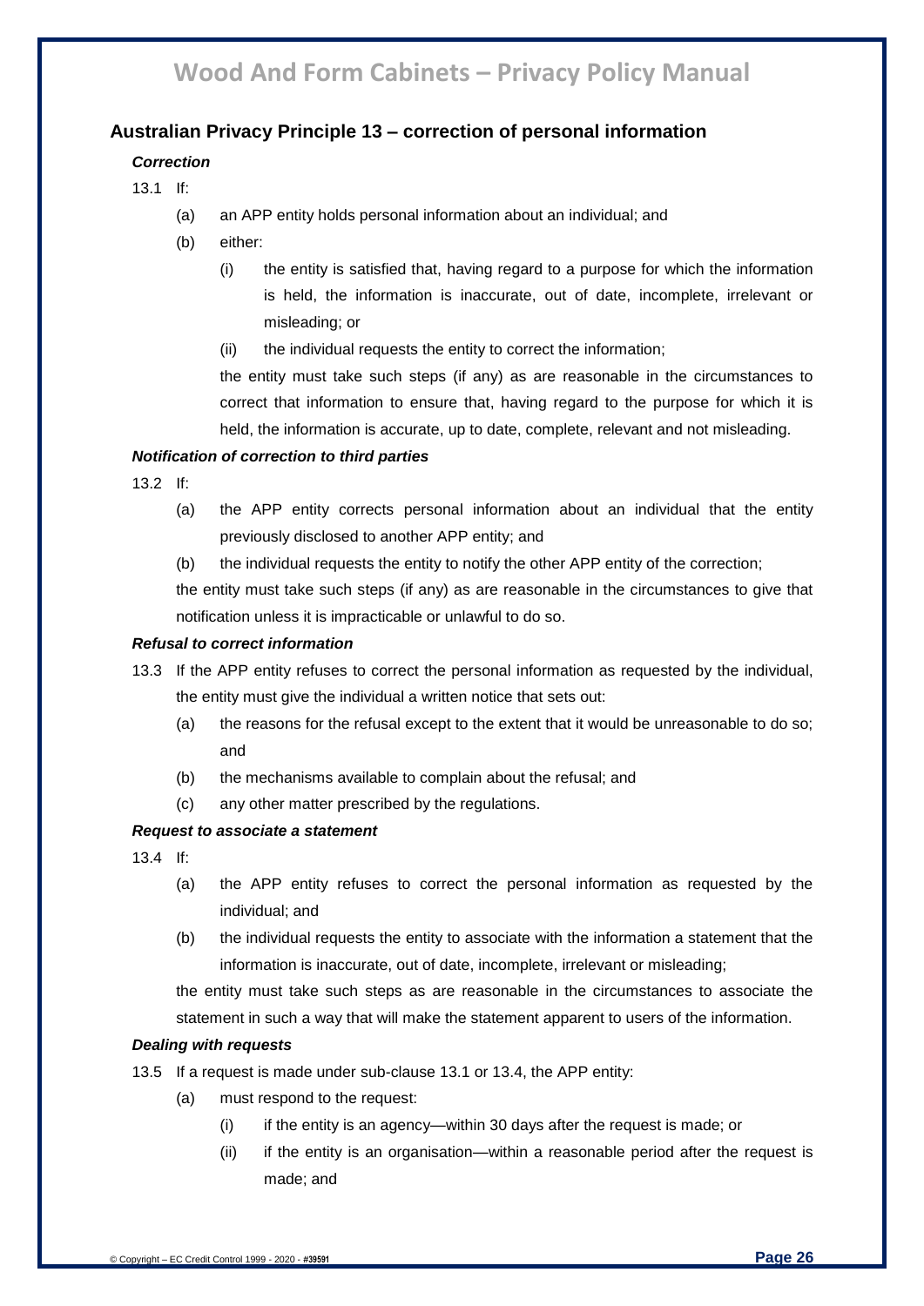## Australian Privacy Principle 13 – correction of personal information

***Correction***

13.1 If:

- (a) an APP entity holds personal information about an individual; and
- (b) either:
  - (i) the entity is satisfied that, having regard to a purpose for which the information is held, the information is inaccurate, out of date, incomplete, irrelevant or misleading; or
  - (ii) the individual requests the entity to correct the information;

  the entity must take such steps (if any) as are reasonable in the circumstances to correct that information to ensure that, having regard to the purpose for which it is held, the information is accurate, up to date, complete, relevant and not misleading.

***Notification of correction to third parties***

13.2 If:

- (a) the APP entity corrects personal information about an individual that the entity previously disclosed to another APP entity; and
- (b) the individual requests the entity to notify the other APP entity of the correction;

the entity must take such steps (if any) as are reasonable in the circumstances to give that notification unless it is impracticable or unlawful to do so.

***Refusal to correct information***

13.3 If the APP entity refuses to correct the personal information as requested by the individual, the entity must give the individual a written notice that sets out:

- (a) the reasons for the refusal except to the extent that it would be unreasonable to do so; and
- (b) the mechanisms available to complain about the refusal; and
- (c) any other matter prescribed by the regulations.

***Request to associate a statement***

13.4 If:

- (a) the APP entity refuses to correct the personal information as requested by the individual; and
- (b) the individual requests the entity to associate with the information a statement that the information is inaccurate, out of date, incomplete, irrelevant or misleading;

the entity must take such steps as are reasonable in the circumstances to associate the statement in such a way that will make the statement apparent to users of the information.

***Dealing with requests***

13.5 If a request is made under sub-clause 13.1 or 13.4, the APP entity:

- (a) must respond to the request:
  - (i) if the entity is an agency—within 30 days after the request is made; or
  - (ii) if the entity is an organisation—within a reasonable period after the request is made; and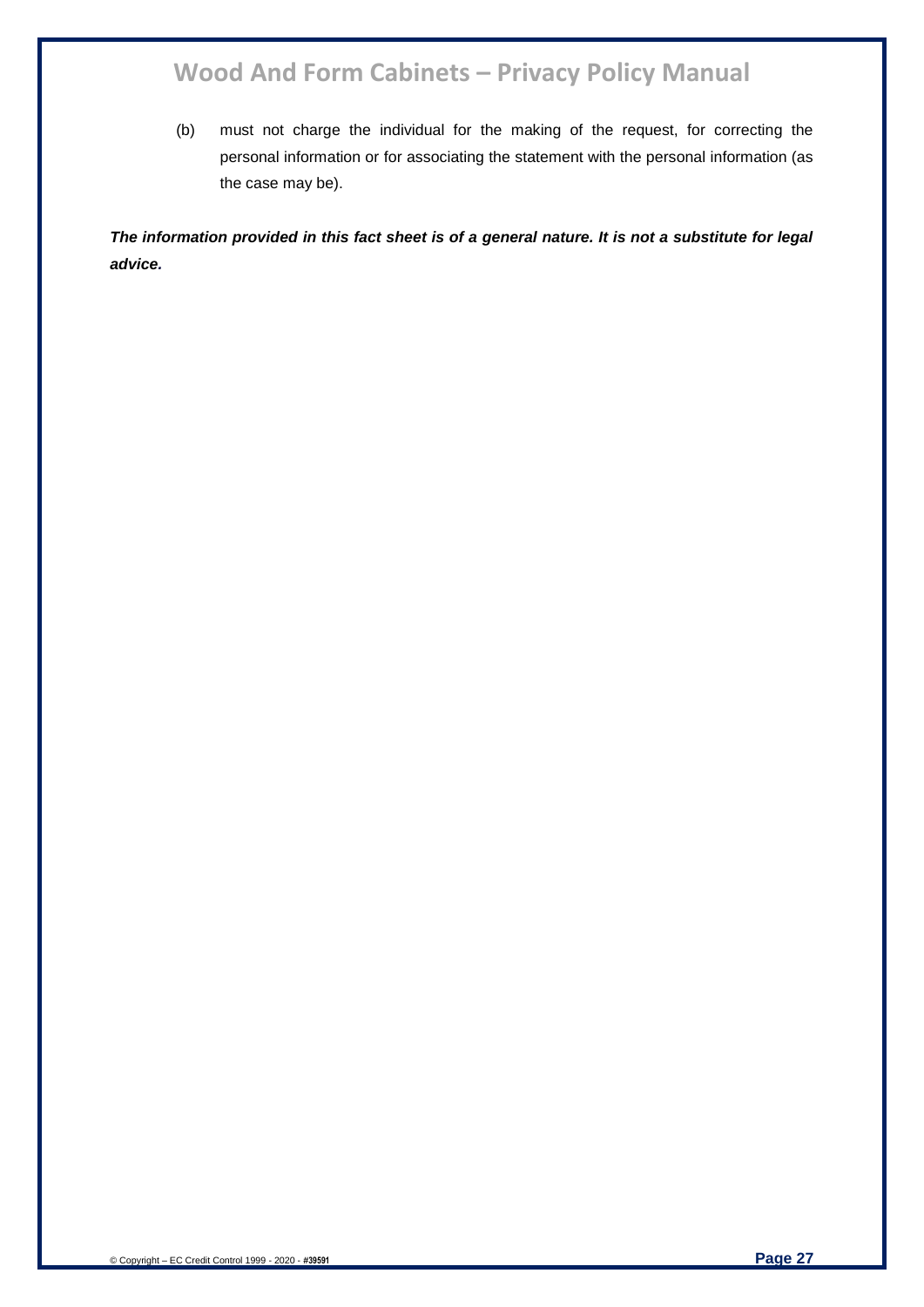(b) must not charge the individual for the making of the request, for correcting the personal information or for associating the statement with the personal information (as the case may be).

***The information provided in this fact sheet is of a general nature. It is not a substitute for legal advice.***